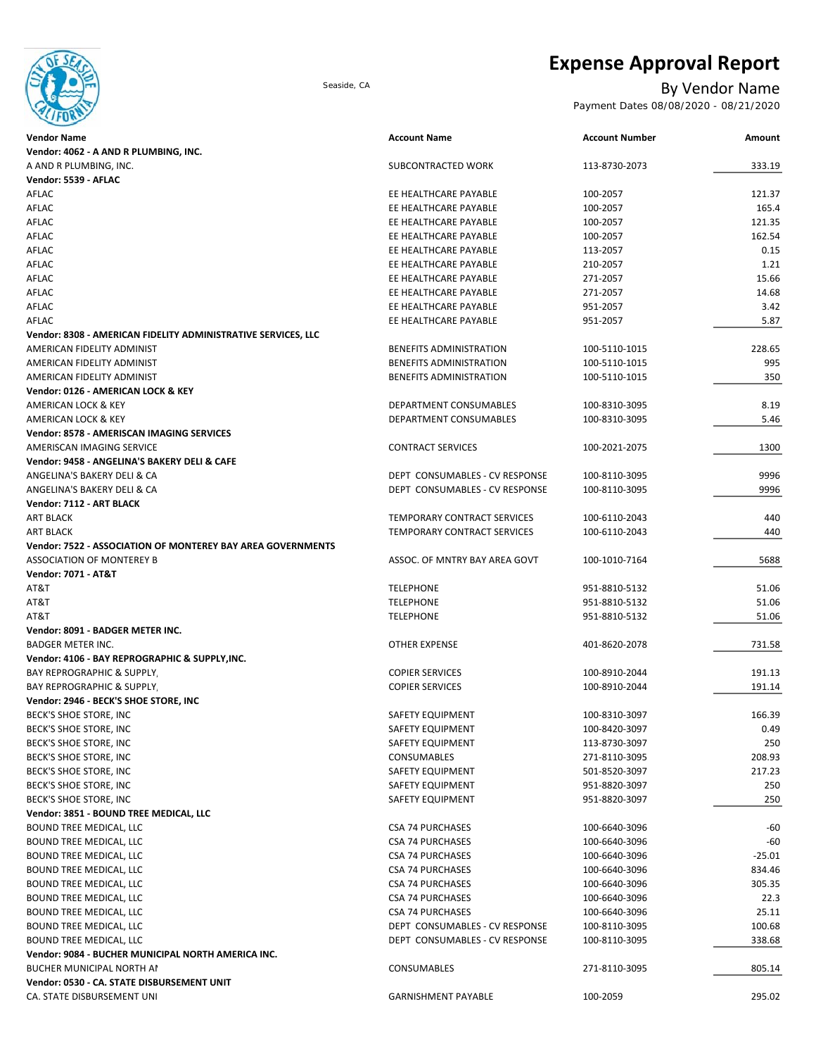# Expense Approval Report

Seaside, CA

## By Vendor Name

Payment Dates 08/08/2020 - 08/21/2020

| Vendor Name | Account Name | Account Number | Amount |
|---|---|---|---|
| **Vendor: 4062 - A AND R PLUMBING, INC.** | | | |
| A AND R PLUMBING, INC. | SUBCONTRACTED WORK | 113-8730-2073 | 333.19 |
| **Vendor: 5539 - AFLAC** | | | |
| AFLAC | EE HEALTHCARE PAYABLE | 100-2057 | 121.37 |
| AFLAC | EE HEALTHCARE PAYABLE | 100-2057 | 165.4 |
| AFLAC | EE HEALTHCARE PAYABLE | 100-2057 | 121.35 |
| AFLAC | EE HEALTHCARE PAYABLE | 100-2057 | 162.54 |
| AFLAC | EE HEALTHCARE PAYABLE | 113-2057 | 0.15 |
| AFLAC | EE HEALTHCARE PAYABLE | 210-2057 | 1.21 |
| AFLAC | EE HEALTHCARE PAYABLE | 271-2057 | 15.66 |
| AFLAC | EE HEALTHCARE PAYABLE | 271-2057 | 14.68 |
| AFLAC | EE HEALTHCARE PAYABLE | 951-2057 | 3.42 |
| AFLAC | EE HEALTHCARE PAYABLE | 951-2057 | 5.87 |
| **Vendor: 8308 - AMERICAN FIDELITY ADMINISTRATIVE SERVICES, LLC** | | | |
| AMERICAN FIDELITY ADMINIST | BENEFITS ADMINISTRATION | 100-5110-1015 | 228.65 |
| AMERICAN FIDELITY ADMINIST | BENEFITS ADMINISTRATION | 100-5110-1015 | 995 |
| AMERICAN FIDELITY ADMINIST | BENEFITS ADMINISTRATION | 100-5110-1015 | 350 |
| **Vendor: 0126 - AMERICAN LOCK & KEY** | | | |
| AMERICAN LOCK & KEY | DEPARTMENT CONSUMABLES | 100-8310-3095 | 8.19 |
| AMERICAN LOCK & KEY | DEPARTMENT CONSUMABLES | 100-8310-3095 | 5.46 |
| **Vendor: 8578 - AMERISCAN IMAGING SERVICES** | | | |
| AMERISCAN IMAGING SERVICE | CONTRACT SERVICES | 100-2021-2075 | 1300 |
| **Vendor: 9458 - ANGELINA'S BAKERY DELI & CAFE** | | | |
| ANGELINA'S BAKERY DELI & CA | DEPT CONSUMABLES - CV RESPONSE | 100-8110-3095 | 9996 |
| ANGELINA'S BAKERY DELI & CA | DEPT CONSUMABLES - CV RESPONSE | 100-8110-3095 | 9996 |
| **Vendor: 7112 - ART BLACK** | | | |
| ART BLACK | TEMPORARY CONTRACT SERVICES | 100-6110-2043 | 440 |
| ART BLACK | TEMPORARY CONTRACT SERVICES | 100-6110-2043 | 440 |
| **Vendor: 7522 - ASSOCIATION OF MONTEREY BAY AREA GOVERNMENTS** | | | |
| ASSOCIATION OF MONTEREY B | ASSOC. OF MNTRY BAY AREA GOVT | 100-1010-7164 | 5688 |
| **Vendor: 7071 - AT&T** | | | |
| AT&T | TELEPHONE | 951-8810-5132 | 51.06 |
| AT&T | TELEPHONE | 951-8810-5132 | 51.06 |
| AT&T | TELEPHONE | 951-8810-5132 | 51.06 |
| **Vendor: 8091 - BADGER METER INC.** | | | |
| BADGER METER INC. | OTHER EXPENSE | 401-8620-2078 | 731.58 |
| **Vendor: 4106 - BAY REPROGRAPHIC & SUPPLY,INC.** | | | |
| BAY REPROGRAPHIC & SUPPLY, | COPIER SERVICES | 100-8910-2044 | 191.13 |
| BAY REPROGRAPHIC & SUPPLY, | COPIER SERVICES | 100-8910-2044 | 191.14 |
| **Vendor: 2946 - BECK'S SHOE STORE, INC** | | | |
| BECK'S SHOE STORE, INC | SAFETY EQUIPMENT | 100-8310-3097 | 166.39 |
| BECK'S SHOE STORE, INC | SAFETY EQUIPMENT | 100-8420-3097 | 0.49 |
| BECK'S SHOE STORE, INC | SAFETY EQUIPMENT | 113-8730-3097 | 250 |
| BECK'S SHOE STORE, INC | CONSUMABLES | 271-8110-3095 | 208.93 |
| BECK'S SHOE STORE, INC | SAFETY EQUIPMENT | 501-8520-3097 | 217.23 |
| BECK'S SHOE STORE, INC | SAFETY EQUIPMENT | 951-8820-3097 | 250 |
| BECK'S SHOE STORE, INC | SAFETY EQUIPMENT | 951-8820-3097 | 250 |
| **Vendor: 3851 - BOUND TREE MEDICAL, LLC** | | | |
| BOUND TREE MEDICAL, LLC | CSA 74 PURCHASES | 100-6640-3096 | -60 |
| BOUND TREE MEDICAL, LLC | CSA 74 PURCHASES | 100-6640-3096 | -60 |
| BOUND TREE MEDICAL, LLC | CSA 74 PURCHASES | 100-6640-3096 | -25.01 |
| BOUND TREE MEDICAL, LLC | CSA 74 PURCHASES | 100-6640-3096 | 834.46 |
| BOUND TREE MEDICAL, LLC | CSA 74 PURCHASES | 100-6640-3096 | 305.35 |
| BOUND TREE MEDICAL, LLC | CSA 74 PURCHASES | 100-6640-3096 | 22.3 |
| BOUND TREE MEDICAL, LLC | CSA 74 PURCHASES | 100-6640-3096 | 25.11 |
| BOUND TREE MEDICAL, LLC | DEPT CONSUMABLES - CV RESPONSE | 100-8110-3095 | 100.68 |
| BOUND TREE MEDICAL, LLC | DEPT CONSUMABLES - CV RESPONSE | 100-8110-3095 | 338.68 |
| **Vendor: 9084 - BUCHER MUNICIPAL NORTH AMERICA INC.** | | | |
| BUCHER MUNICIPAL NORTH AI | CONSUMABLES | 271-8110-3095 | 805.14 |
| **Vendor: 0530 - CA. STATE DISBURSEMENT UNIT** | | | |
| CA. STATE DISBURSEMENT UNI | GARNISHMENT PAYABLE | 100-2059 | 295.02 |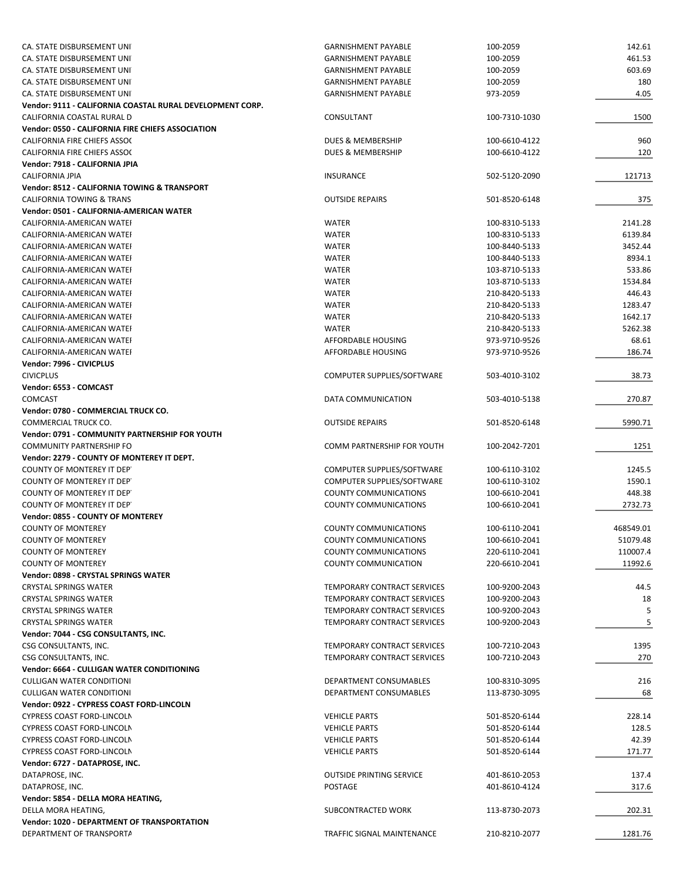| | | | |
|---|---|---|---|
| CA. STATE DISBURSEMENT UNI | GARNISHMENT PAYABLE | 100-2059 | 142.61 |
| CA. STATE DISBURSEMENT UNI | GARNISHMENT PAYABLE | 100-2059 | 461.53 |
| CA. STATE DISBURSEMENT UNI | GARNISHMENT PAYABLE | 100-2059 | 603.69 |
| CA. STATE DISBURSEMENT UNI | GARNISHMENT PAYABLE | 100-2059 | 180 |
| CA. STATE DISBURSEMENT UNI | GARNISHMENT PAYABLE | 973-2059 | 4.05 |
| **Vendor: 9111 - CALIFORNIA COASTAL RURAL DEVELOPMENT CORP.** | | | |
| CALIFORNIA COASTAL RURAL D | CONSULTANT | 100-7310-1030 | 1500 |
| **Vendor: 0550 - CALIFORNIA FIRE CHIEFS ASSOCIATION** | | | |
| CALIFORNIA FIRE CHIEFS ASSO( | DUES & MEMBERSHIP | 100-6610-4122 | 960 |
| CALIFORNIA FIRE CHIEFS ASSO( | DUES & MEMBERSHIP | 100-6610-4122 | 120 |
| **Vendor: 7918 - CALIFORNIA JPIA** | | | |
| CALIFORNIA JPIA | INSURANCE | 502-5120-2090 | 121713 |
| **Vendor: 8512 - CALIFORNIA TOWING & TRANSPORT** | | | |
| CALIFORNIA TOWING & TRANS | OUTSIDE REPAIRS | 501-8520-6148 | 375 |
| **Vendor: 0501 - CALIFORNIA-AMERICAN WATER** | | | |
| CALIFORNIA-AMERICAN WATEI | WATER | 100-8310-5133 | 2141.28 |
| CALIFORNIA-AMERICAN WATEI | WATER | 100-8310-5133 | 6139.84 |
| CALIFORNIA-AMERICAN WATEI | WATER | 100-8440-5133 | 3452.44 |
| CALIFORNIA-AMERICAN WATEI | WATER | 100-8440-5133 | 8934.1 |
| CALIFORNIA-AMERICAN WATEI | WATER | 103-8710-5133 | 533.86 |
| CALIFORNIA-AMERICAN WATEI | WATER | 103-8710-5133 | 1534.84 |
| CALIFORNIA-AMERICAN WATEI | WATER | 210-8420-5133 | 446.43 |
| CALIFORNIA-AMERICAN WATEI | WATER | 210-8420-5133 | 1283.47 |
| CALIFORNIA-AMERICAN WATEI | WATER | 210-8420-5133 | 1642.17 |
| CALIFORNIA-AMERICAN WATEI | WATER | 210-8420-5133 | 5262.38 |
| CALIFORNIA-AMERICAN WATEI | AFFORDABLE HOUSING | 973-9710-9526 | 68.61 |
| CALIFORNIA-AMERICAN WATEI | AFFORDABLE HOUSING | 973-9710-9526 | 186.74 |
| **Vendor: 7996 - CIVICPLUS** | | | |
| CIVICPLUS | COMPUTER SUPPLIES/SOFTWARE | 503-4010-3102 | 38.73 |
| **Vendor: 6553 - COMCAST** | | | |
| COMCAST | DATA COMMUNICATION | 503-4010-5138 | 270.87 |
| **Vendor: 0780 - COMMERCIAL TRUCK CO.** | | | |
| COMMERCIAL TRUCK CO. | OUTSIDE REPAIRS | 501-8520-6148 | 5990.71 |
| **Vendor: 0791 - COMMUNITY PARTNERSHIP FOR YOUTH** | | | |
| COMMUNITY PARTNERSHIP FO | COMM PARTNERSHIP FOR YOUTH | 100-2042-7201 | 1251 |
| **Vendor: 2279 - COUNTY OF MONTEREY IT DEPT.** | | | |
| COUNTY OF MONTEREY IT DEP | COMPUTER SUPPLIES/SOFTWARE | 100-6110-3102 | 1245.5 |
| COUNTY OF MONTEREY IT DEP | COMPUTER SUPPLIES/SOFTWARE | 100-6110-3102 | 1590.1 |
| COUNTY OF MONTEREY IT DEP | COUNTY COMMUNICATIONS | 100-6610-2041 | 448.38 |
| COUNTY OF MONTEREY IT DEP | COUNTY COMMUNICATIONS | 100-6610-2041 | 2732.73 |
| **Vendor: 0855 - COUNTY OF MONTEREY** | | | |
| COUNTY OF MONTEREY | COUNTY COMMUNICATIONS | 100-6110-2041 | 468549.01 |
| COUNTY OF MONTEREY | COUNTY COMMUNICATIONS | 100-6610-2041 | 51079.48 |
| COUNTY OF MONTEREY | COUNTY COMMUNICATIONS | 220-6110-2041 | 110007.4 |
| COUNTY OF MONTEREY | COUNTY COMMUNICATION | 220-6610-2041 | 11992.6 |
| **Vendor: 0898 - CRYSTAL SPRINGS WATER** | | | |
| CRYSTAL SPRINGS WATER | TEMPORARY CONTRACT SERVICES | 100-9200-2043 | 44.5 |
| CRYSTAL SPRINGS WATER | TEMPORARY CONTRACT SERVICES | 100-9200-2043 | 18 |
| CRYSTAL SPRINGS WATER | TEMPORARY CONTRACT SERVICES | 100-9200-2043 | 5 |
| CRYSTAL SPRINGS WATER | TEMPORARY CONTRACT SERVICES | 100-9200-2043 | 5 |
| **Vendor: 7044 - CSG CONSULTANTS, INC.** | | | |
| CSG CONSULTANTS, INC. | TEMPORARY CONTRACT SERVICES | 100-7210-2043 | 1395 |
| CSG CONSULTANTS, INC. | TEMPORARY CONTRACT SERVICES | 100-7210-2043 | 270 |
| **Vendor: 6664 - CULLIGAN WATER CONDITIONING** | | | |
| CULLIGAN WATER CONDITIONI | DEPARTMENT CONSUMABLES | 100-8310-3095 | 216 |
| CULLIGAN WATER CONDITIONI | DEPARTMENT CONSUMABLES | 113-8730-3095 | 68 |
| **Vendor: 0922 - CYPRESS COAST FORD-LINCOLN** | | | |
| CYPRESS COAST FORD-LINCOLN | VEHICLE PARTS | 501-8520-6144 | 228.14 |
| CYPRESS COAST FORD-LINCOLN | VEHICLE PARTS | 501-8520-6144 | 128.5 |
| CYPRESS COAST FORD-LINCOLN | VEHICLE PARTS | 501-8520-6144 | 42.39 |
| CYPRESS COAST FORD-LINCOLN | VEHICLE PARTS | 501-8520-6144 | 171.77 |
| **Vendor: 6727 - DATAPROSE, INC.** | | | |
| DATAPROSE, INC. | OUTSIDE PRINTING SERVICE | 401-8610-2053 | 137.4 |
| DATAPROSE, INC. | POSTAGE | 401-8610-4124 | 317.6 |
| **Vendor: 5854 - DELLA MORA HEATING,** | | | |
| DELLA MORA HEATING, | SUBCONTRACTED WORK | 113-8730-2073 | 202.31 |
| **Vendor: 1020 - DEPARTMENT OF TRANSPORTATION** | | | |
| DEPARTMENT OF TRANSPORTA | TRAFFIC SIGNAL MAINTENANCE | 210-8210-2077 | 1281.76 |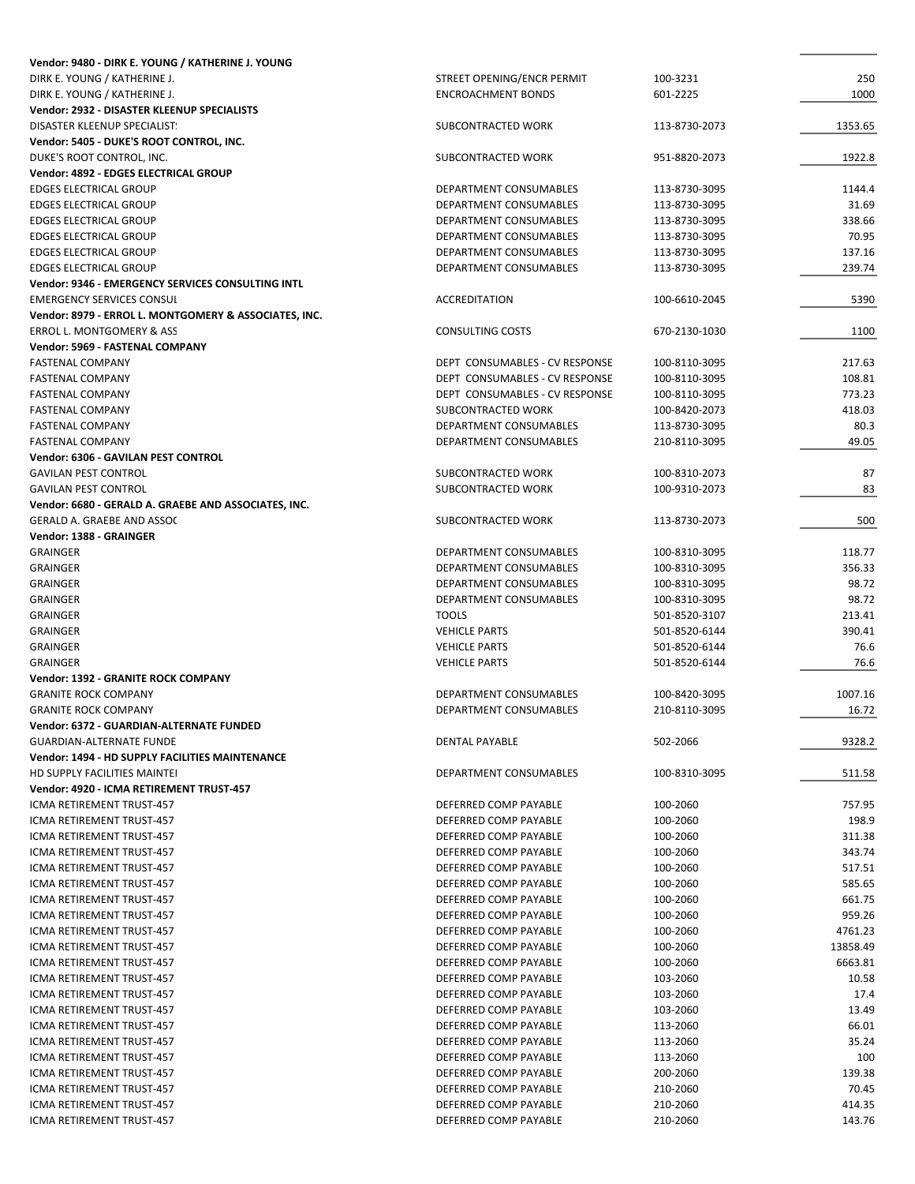| | | | |
|---|---|---|---|
| **Vendor: 9480 - DIRK E. YOUNG / KATHERINE J. YOUNG** | | | |
| DIRK E. YOUNG / KATHERINE J. | STREET OPENING/ENCR PERMIT | 100-3231 | 250 |
| DIRK E. YOUNG / KATHERINE J. | ENCROACHMENT BONDS | 601-2225 | 1000 |
| **Vendor: 2932 - DISASTER KLEENUP SPECIALISTS** | | | |
| DISASTER KLEENUP SPECIALIST! | SUBCONTRACTED WORK | 113-8730-2073 | 1353.65 |
| **Vendor: 5405 - DUKE'S ROOT CONTROL, INC.** | | | |
| DUKE'S ROOT CONTROL, INC. | SUBCONTRACTED WORK | 951-8820-2073 | 1922.8 |
| **Vendor: 4892 - EDGES ELECTRICAL GROUP** | | | |
| EDGES ELECTRICAL GROUP | DEPARTMENT CONSUMABLES | 113-8730-3095 | 1144.4 |
| EDGES ELECTRICAL GROUP | DEPARTMENT CONSUMABLES | 113-8730-3095 | 31.69 |
| EDGES ELECTRICAL GROUP | DEPARTMENT CONSUMABLES | 113-8730-3095 | 338.66 |
| EDGES ELECTRICAL GROUP | DEPARTMENT CONSUMABLES | 113-8730-3095 | 70.95 |
| EDGES ELECTRICAL GROUP | DEPARTMENT CONSUMABLES | 113-8730-3095 | 137.16 |
| EDGES ELECTRICAL GROUP | DEPARTMENT CONSUMABLES | 113-8730-3095 | 239.74 |
| **Vendor: 9346 - EMERGENCY SERVICES CONSULTING INTL** | | | |
| EMERGENCY SERVICES CONSUL | ACCREDITATION | 100-6610-2045 | 5390 |
| **Vendor: 8979 - ERROL L. MONTGOMERY & ASSOCIATES, INC.** | | | |
| ERROL L. MONTGOMERY & ASS | CONSULTING COSTS | 670-2130-1030 | 1100 |
| **Vendor: 5969 - FASTENAL COMPANY** | | | |
| FASTENAL COMPANY | DEPT CONSUMABLES - CV RESPONSE | 100-8110-3095 | 217.63 |
| FASTENAL COMPANY | DEPT CONSUMABLES - CV RESPONSE | 100-8110-3095 | 108.81 |
| FASTENAL COMPANY | DEPT CONSUMABLES - CV RESPONSE | 100-8110-3095 | 773.23 |
| FASTENAL COMPANY | SUBCONTRACTED WORK | 100-8420-2073 | 418.03 |
| FASTENAL COMPANY | DEPARTMENT CONSUMABLES | 113-8730-3095 | 80.3 |
| FASTENAL COMPANY | DEPARTMENT CONSUMABLES | 210-8110-3095 | 49.05 |
| **Vendor: 6306 - GAVILAN PEST CONTROL** | | | |
| GAVILAN PEST CONTROL | SUBCONTRACTED WORK | 100-8310-2073 | 87 |
| GAVILAN PEST CONTROL | SUBCONTRACTED WORK | 100-9310-2073 | 83 |
| **Vendor: 6680 - GERALD A. GRAEBE AND ASSOCIATES, INC.** | | | |
| GERALD A. GRAEBE AND ASSOC | SUBCONTRACTED WORK | 113-8730-2073 | 500 |
| **Vendor: 1388 - GRAINGER** | | | |
| GRAINGER | DEPARTMENT CONSUMABLES | 100-8310-3095 | 118.77 |
| GRAINGER | DEPARTMENT CONSUMABLES | 100-8310-3095 | 356.33 |
| GRAINGER | DEPARTMENT CONSUMABLES | 100-8310-3095 | 98.72 |
| GRAINGER | DEPARTMENT CONSUMABLES | 100-8310-3095 | 98.72 |
| GRAINGER | TOOLS | 501-8520-3107 | 213.41 |
| GRAINGER | VEHICLE PARTS | 501-8520-6144 | 390.41 |
| GRAINGER | VEHICLE PARTS | 501-8520-6144 | 76.6 |
| GRAINGER | VEHICLE PARTS | 501-8520-6144 | 76.6 |
| **Vendor: 1392 - GRANITE ROCK COMPANY** | | | |
| GRANITE ROCK COMPANY | DEPARTMENT CONSUMABLES | 100-8420-3095 | 1007.16 |
| GRANITE ROCK COMPANY | DEPARTMENT CONSUMABLES | 210-8110-3095 | 16.72 |
| **Vendor: 6372 - GUARDIAN-ALTERNATE FUNDED** | | | |
| GUARDIAN-ALTERNATE FUNDE | DENTAL PAYABLE | 502-2066 | 9328.2 |
| **Vendor: 1494 - HD SUPPLY FACILITIES MAINTENANCE** | | | |
| HD SUPPLY FACILITIES MAINTEI | DEPARTMENT CONSUMABLES | 100-8310-3095 | 511.58 |
| **Vendor: 4920 - ICMA RETIREMENT TRUST-457** | | | |
| ICMA RETIREMENT TRUST-457 | DEFERRED COMP PAYABLE | 100-2060 | 757.95 |
| ICMA RETIREMENT TRUST-457 | DEFERRED COMP PAYABLE | 100-2060 | 198.9 |
| ICMA RETIREMENT TRUST-457 | DEFERRED COMP PAYABLE | 100-2060 | 311.38 |
| ICMA RETIREMENT TRUST-457 | DEFERRED COMP PAYABLE | 100-2060 | 343.74 |
| ICMA RETIREMENT TRUST-457 | DEFERRED COMP PAYABLE | 100-2060 | 517.51 |
| ICMA RETIREMENT TRUST-457 | DEFERRED COMP PAYABLE | 100-2060 | 585.65 |
| ICMA RETIREMENT TRUST-457 | DEFERRED COMP PAYABLE | 100-2060 | 661.75 |
| ICMA RETIREMENT TRUST-457 | DEFERRED COMP PAYABLE | 100-2060 | 959.26 |
| ICMA RETIREMENT TRUST-457 | DEFERRED COMP PAYABLE | 100-2060 | 4761.23 |
| ICMA RETIREMENT TRUST-457 | DEFERRED COMP PAYABLE | 100-2060 | 13858.49 |
| ICMA RETIREMENT TRUST-457 | DEFERRED COMP PAYABLE | 100-2060 | 6663.81 |
| ICMA RETIREMENT TRUST-457 | DEFERRED COMP PAYABLE | 103-2060 | 10.58 |
| ICMA RETIREMENT TRUST-457 | DEFERRED COMP PAYABLE | 103-2060 | 17.4 |
| ICMA RETIREMENT TRUST-457 | DEFERRED COMP PAYABLE | 103-2060 | 13.49 |
| ICMA RETIREMENT TRUST-457 | DEFERRED COMP PAYABLE | 113-2060 | 66.01 |
| ICMA RETIREMENT TRUST-457 | DEFERRED COMP PAYABLE | 113-2060 | 35.24 |
| ICMA RETIREMENT TRUST-457 | DEFERRED COMP PAYABLE | 113-2060 | 100 |
| ICMA RETIREMENT TRUST-457 | DEFERRED COMP PAYABLE | 200-2060 | 139.38 |
| ICMA RETIREMENT TRUST-457 | DEFERRED COMP PAYABLE | 210-2060 | 70.45 |
| ICMA RETIREMENT TRUST-457 | DEFERRED COMP PAYABLE | 210-2060 | 414.35 |
| ICMA RETIREMENT TRUST-457 | DEFERRED COMP PAYABLE | 210-2060 | 143.76 |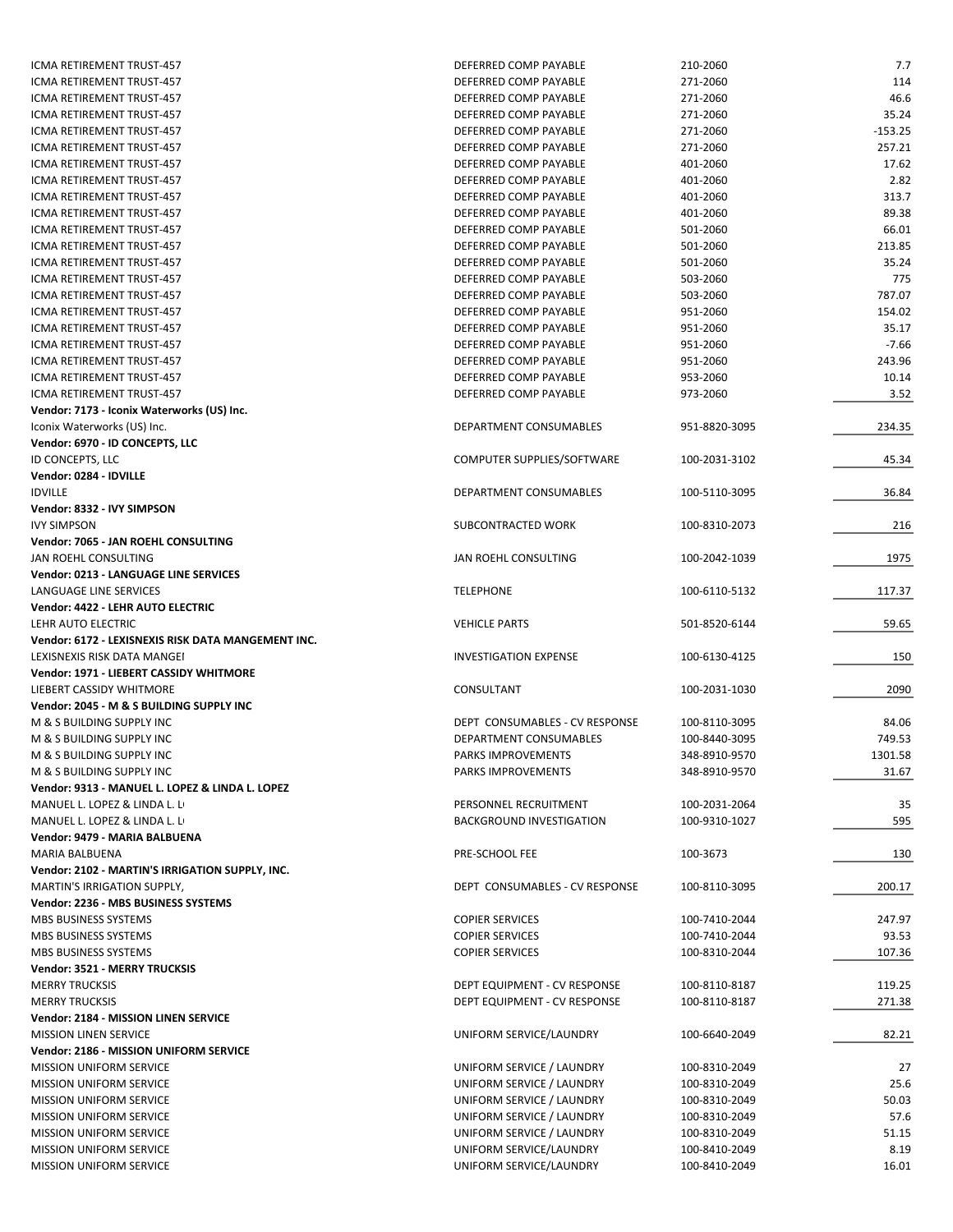| | | | |
|---|---|---|---|
| ICMA RETIREMENT TRUST-457 | DEFERRED COMP PAYABLE | 210-2060 | 7.7 |
| ICMA RETIREMENT TRUST-457 | DEFERRED COMP PAYABLE | 271-2060 | 114 |
| ICMA RETIREMENT TRUST-457 | DEFERRED COMP PAYABLE | 271-2060 | 46.6 |
| ICMA RETIREMENT TRUST-457 | DEFERRED COMP PAYABLE | 271-2060 | 35.24 |
| ICMA RETIREMENT TRUST-457 | DEFERRED COMP PAYABLE | 271-2060 | -153.25 |
| ICMA RETIREMENT TRUST-457 | DEFERRED COMP PAYABLE | 271-2060 | 257.21 |
| ICMA RETIREMENT TRUST-457 | DEFERRED COMP PAYABLE | 401-2060 | 17.62 |
| ICMA RETIREMENT TRUST-457 | DEFERRED COMP PAYABLE | 401-2060 | 2.82 |
| ICMA RETIREMENT TRUST-457 | DEFERRED COMP PAYABLE | 401-2060 | 313.7 |
| ICMA RETIREMENT TRUST-457 | DEFERRED COMP PAYABLE | 401-2060 | 89.38 |
| ICMA RETIREMENT TRUST-457 | DEFERRED COMP PAYABLE | 501-2060 | 66.01 |
| ICMA RETIREMENT TRUST-457 | DEFERRED COMP PAYABLE | 501-2060 | 213.85 |
| ICMA RETIREMENT TRUST-457 | DEFERRED COMP PAYABLE | 501-2060 | 35.24 |
| ICMA RETIREMENT TRUST-457 | DEFERRED COMP PAYABLE | 503-2060 | 775 |
| ICMA RETIREMENT TRUST-457 | DEFERRED COMP PAYABLE | 503-2060 | 787.07 |
| ICMA RETIREMENT TRUST-457 | DEFERRED COMP PAYABLE | 951-2060 | 154.02 |
| ICMA RETIREMENT TRUST-457 | DEFERRED COMP PAYABLE | 951-2060 | 35.17 |
| ICMA RETIREMENT TRUST-457 | DEFERRED COMP PAYABLE | 951-2060 | -7.66 |
| ICMA RETIREMENT TRUST-457 | DEFERRED COMP PAYABLE | 951-2060 | 243.96 |
| ICMA RETIREMENT TRUST-457 | DEFERRED COMP PAYABLE | 953-2060 | 10.14 |
| ICMA RETIREMENT TRUST-457 | DEFERRED COMP PAYABLE | 973-2060 | 3.52 |
| **Vendor: 7173 - Iconix Waterworks (US) Inc.** | | | |
| Iconix Waterworks (US) Inc. | DEPARTMENT CONSUMABLES | 951-8820-3095 | 234.35 |
| **Vendor: 6970 - ID CONCEPTS, LLC** | | | |
| ID CONCEPTS, LLC | COMPUTER SUPPLIES/SOFTWARE | 100-2031-3102 | 45.34 |
| **Vendor: 0284 - IDVILLE** | | | |
| IDVILLE | DEPARTMENT CONSUMABLES | 100-5110-3095 | 36.84 |
| **Vendor: 8332 - IVY SIMPSON** | | | |
| IVY SIMPSON | SUBCONTRACTED WORK | 100-8310-2073 | 216 |
| **Vendor: 7065 - JAN ROEHL CONSULTING** | | | |
| JAN ROEHL CONSULTING | JAN ROEHL CONSULTING | 100-2042-1039 | 1975 |
| **Vendor: 0213 - LANGUAGE LINE SERVICES** | | | |
| LANGUAGE LINE SERVICES | TELEPHONE | 100-6110-5132 | 117.37 |
| **Vendor: 4422 - LEHR AUTO ELECTRIC** | | | |
| LEHR AUTO ELECTRIC | VEHICLE PARTS | 501-8520-6144 | 59.65 |
| **Vendor: 6172 - LEXISNEXIS RISK DATA MANGEMENT INC.** | | | |
| LEXISNEXIS RISK DATA MANGEI | INVESTIGATION EXPENSE | 100-6130-4125 | 150 |
| **Vendor: 1971 - LIEBERT CASSIDY WHITMORE** | | | |
| LIEBERT CASSIDY WHITMORE | CONSULTANT | 100-2031-1030 | 2090 |
| **Vendor: 2045 - M & S BUILDING SUPPLY INC** | | | |
| M & S BUILDING SUPPLY INC | DEPT CONSUMABLES - CV RESPONSE | 100-8110-3095 | 84.06 |
| M & S BUILDING SUPPLY INC | DEPARTMENT CONSUMABLES | 100-8440-3095 | 749.53 |
| M & S BUILDING SUPPLY INC | PARKS IMPROVEMENTS | 348-8910-9570 | 1301.58 |
| M & S BUILDING SUPPLY INC | PARKS IMPROVEMENTS | 348-8910-9570 | 31.67 |
| **Vendor: 9313 - MANUEL L. LOPEZ & LINDA L. LOPEZ** | | | |
| MANUEL L. LOPEZ & LINDA L. L | PERSONNEL RECRUITMENT | 100-2031-2064 | 35 |
| MANUEL L. LOPEZ & LINDA L. L | BACKGROUND INVESTIGATION | 100-9310-1027 | 595 |
| **Vendor: 9479 - MARIA BALBUENA** | | | |
| MARIA BALBUENA | PRE-SCHOOL FEE | 100-3673 | 130 |
| **Vendor: 2102 - MARTIN'S IRRIGATION SUPPLY, INC.** | | | |
| MARTIN'S IRRIGATION SUPPLY, | DEPT CONSUMABLES - CV RESPONSE | 100-8110-3095 | 200.17 |
| **Vendor: 2236 - MBS BUSINESS SYSTEMS** | | | |
| MBS BUSINESS SYSTEMS | COPIER SERVICES | 100-7410-2044 | 247.97 |
| MBS BUSINESS SYSTEMS | COPIER SERVICES | 100-7410-2044 | 93.53 |
| MBS BUSINESS SYSTEMS | COPIER SERVICES | 100-8310-2044 | 107.36 |
| **Vendor: 3521 - MERRY TRUCKSIS** | | | |
| MERRY TRUCKSIS | DEPT EQUIPMENT - CV RESPONSE | 100-8110-8187 | 119.25 |
| MERRY TRUCKSIS | DEPT EQUIPMENT - CV RESPONSE | 100-8110-8187 | 271.38 |
| **Vendor: 2184 - MISSION LINEN SERVICE** | | | |
| MISSION LINEN SERVICE | UNIFORM SERVICE/LAUNDRY | 100-6640-2049 | 82.21 |
| **Vendor: 2186 - MISSION UNIFORM SERVICE** | | | |
| MISSION UNIFORM SERVICE | UNIFORM SERVICE / LAUNDRY | 100-8310-2049 | 27 |
| MISSION UNIFORM SERVICE | UNIFORM SERVICE / LAUNDRY | 100-8310-2049 | 25.6 |
| MISSION UNIFORM SERVICE | UNIFORM SERVICE / LAUNDRY | 100-8310-2049 | 50.03 |
| MISSION UNIFORM SERVICE | UNIFORM SERVICE / LAUNDRY | 100-8310-2049 | 57.6 |
| MISSION UNIFORM SERVICE | UNIFORM SERVICE / LAUNDRY | 100-8310-2049 | 51.15 |
| MISSION UNIFORM SERVICE | UNIFORM SERVICE/LAUNDRY | 100-8410-2049 | 8.19 |
| MISSION UNIFORM SERVICE | UNIFORM SERVICE/LAUNDRY | 100-8410-2049 | 16.01 |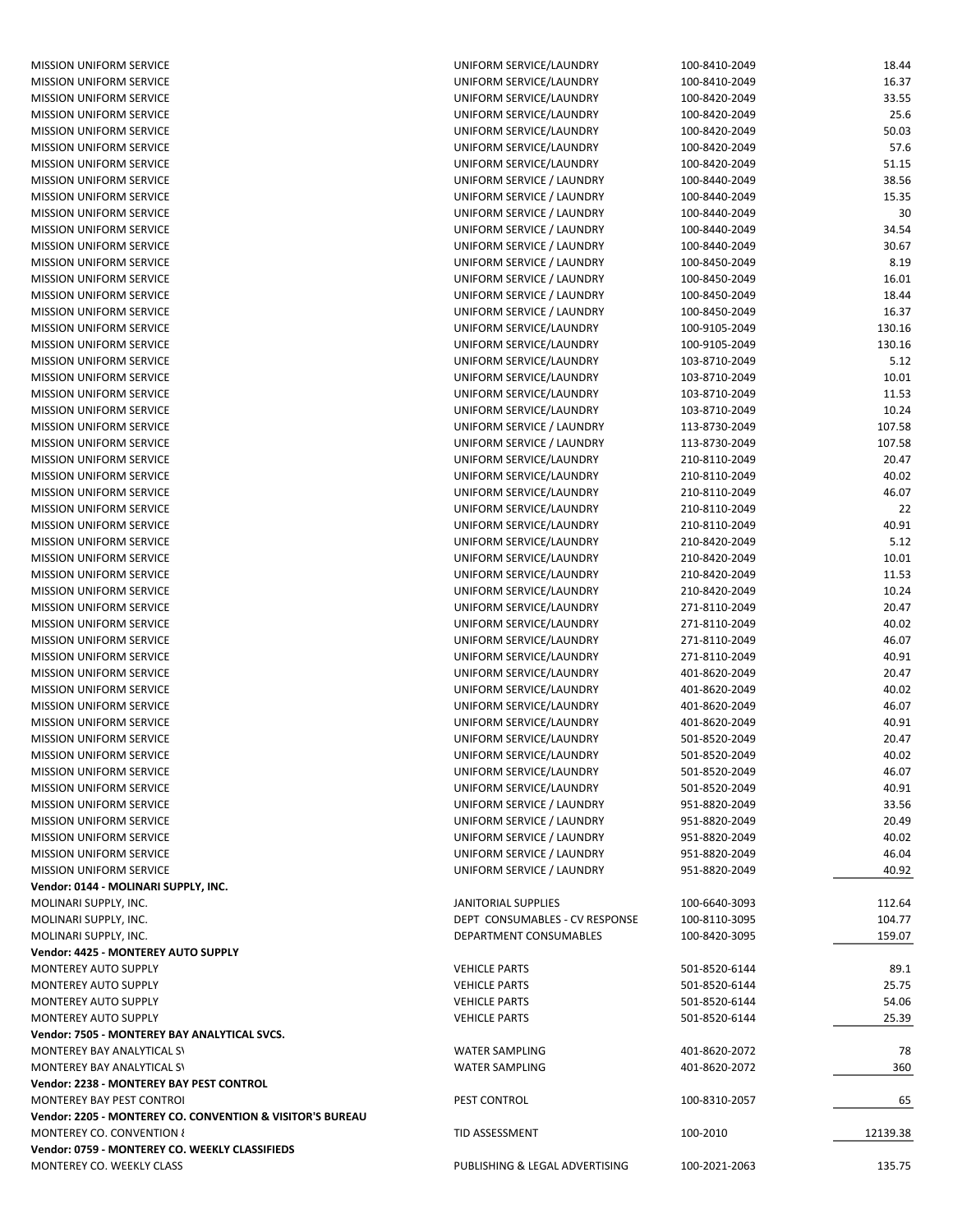| | | | |
|---|---|---|---|
| MISSION UNIFORM SERVICE | UNIFORM SERVICE/LAUNDRY | 100-8410-2049 | 18.44 |
| MISSION UNIFORM SERVICE | UNIFORM SERVICE/LAUNDRY | 100-8410-2049 | 16.37 |
| MISSION UNIFORM SERVICE | UNIFORM SERVICE/LAUNDRY | 100-8420-2049 | 33.55 |
| MISSION UNIFORM SERVICE | UNIFORM SERVICE/LAUNDRY | 100-8420-2049 | 25.6 |
| MISSION UNIFORM SERVICE | UNIFORM SERVICE/LAUNDRY | 100-8420-2049 | 50.03 |
| MISSION UNIFORM SERVICE | UNIFORM SERVICE/LAUNDRY | 100-8420-2049 | 57.6 |
| MISSION UNIFORM SERVICE | UNIFORM SERVICE/LAUNDRY | 100-8420-2049 | 51.15 |
| MISSION UNIFORM SERVICE | UNIFORM SERVICE / LAUNDRY | 100-8440-2049 | 38.56 |
| MISSION UNIFORM SERVICE | UNIFORM SERVICE / LAUNDRY | 100-8440-2049 | 15.35 |
| MISSION UNIFORM SERVICE | UNIFORM SERVICE / LAUNDRY | 100-8440-2049 | 30 |
| MISSION UNIFORM SERVICE | UNIFORM SERVICE / LAUNDRY | 100-8440-2049 | 34.54 |
| MISSION UNIFORM SERVICE | UNIFORM SERVICE / LAUNDRY | 100-8440-2049 | 30.67 |
| MISSION UNIFORM SERVICE | UNIFORM SERVICE / LAUNDRY | 100-8450-2049 | 8.19 |
| MISSION UNIFORM SERVICE | UNIFORM SERVICE / LAUNDRY | 100-8450-2049 | 16.01 |
| MISSION UNIFORM SERVICE | UNIFORM SERVICE / LAUNDRY | 100-8450-2049 | 18.44 |
| MISSION UNIFORM SERVICE | UNIFORM SERVICE / LAUNDRY | 100-8450-2049 | 16.37 |
| MISSION UNIFORM SERVICE | UNIFORM SERVICE/LAUNDRY | 100-9105-2049 | 130.16 |
| MISSION UNIFORM SERVICE | UNIFORM SERVICE/LAUNDRY | 100-9105-2049 | 130.16 |
| MISSION UNIFORM SERVICE | UNIFORM SERVICE/LAUNDRY | 103-8710-2049 | 5.12 |
| MISSION UNIFORM SERVICE | UNIFORM SERVICE/LAUNDRY | 103-8710-2049 | 10.01 |
| MISSION UNIFORM SERVICE | UNIFORM SERVICE/LAUNDRY | 103-8710-2049 | 11.53 |
| MISSION UNIFORM SERVICE | UNIFORM SERVICE/LAUNDRY | 103-8710-2049 | 10.24 |
| MISSION UNIFORM SERVICE | UNIFORM SERVICE / LAUNDRY | 113-8730-2049 | 107.58 |
| MISSION UNIFORM SERVICE | UNIFORM SERVICE / LAUNDRY | 113-8730-2049 | 107.58 |
| MISSION UNIFORM SERVICE | UNIFORM SERVICE/LAUNDRY | 210-8110-2049 | 20.47 |
| MISSION UNIFORM SERVICE | UNIFORM SERVICE/LAUNDRY | 210-8110-2049 | 40.02 |
| MISSION UNIFORM SERVICE | UNIFORM SERVICE/LAUNDRY | 210-8110-2049 | 46.07 |
| MISSION UNIFORM SERVICE | UNIFORM SERVICE/LAUNDRY | 210-8110-2049 | 22 |
| MISSION UNIFORM SERVICE | UNIFORM SERVICE/LAUNDRY | 210-8110-2049 | 40.91 |
| MISSION UNIFORM SERVICE | UNIFORM SERVICE/LAUNDRY | 210-8420-2049 | 5.12 |
| MISSION UNIFORM SERVICE | UNIFORM SERVICE/LAUNDRY | 210-8420-2049 | 10.01 |
| MISSION UNIFORM SERVICE | UNIFORM SERVICE/LAUNDRY | 210-8420-2049 | 11.53 |
| MISSION UNIFORM SERVICE | UNIFORM SERVICE/LAUNDRY | 210-8420-2049 | 10.24 |
| MISSION UNIFORM SERVICE | UNIFORM SERVICE/LAUNDRY | 271-8110-2049 | 20.47 |
| MISSION UNIFORM SERVICE | UNIFORM SERVICE/LAUNDRY | 271-8110-2049 | 40.02 |
| MISSION UNIFORM SERVICE | UNIFORM SERVICE/LAUNDRY | 271-8110-2049 | 46.07 |
| MISSION UNIFORM SERVICE | UNIFORM SERVICE/LAUNDRY | 271-8110-2049 | 40.91 |
| MISSION UNIFORM SERVICE | UNIFORM SERVICE/LAUNDRY | 401-8620-2049 | 20.47 |
| MISSION UNIFORM SERVICE | UNIFORM SERVICE/LAUNDRY | 401-8620-2049 | 40.02 |
| MISSION UNIFORM SERVICE | UNIFORM SERVICE/LAUNDRY | 401-8620-2049 | 46.07 |
| MISSION UNIFORM SERVICE | UNIFORM SERVICE/LAUNDRY | 401-8620-2049 | 40.91 |
| MISSION UNIFORM SERVICE | UNIFORM SERVICE/LAUNDRY | 501-8520-2049 | 20.47 |
| MISSION UNIFORM SERVICE | UNIFORM SERVICE/LAUNDRY | 501-8520-2049 | 40.02 |
| MISSION UNIFORM SERVICE | UNIFORM SERVICE/LAUNDRY | 501-8520-2049 | 46.07 |
| MISSION UNIFORM SERVICE | UNIFORM SERVICE/LAUNDRY | 501-8520-2049 | 40.91 |
| MISSION UNIFORM SERVICE | UNIFORM SERVICE / LAUNDRY | 951-8820-2049 | 33.56 |
| MISSION UNIFORM SERVICE | UNIFORM SERVICE / LAUNDRY | 951-8820-2049 | 20.49 |
| MISSION UNIFORM SERVICE | UNIFORM SERVICE / LAUNDRY | 951-8820-2049 | 40.02 |
| MISSION UNIFORM SERVICE | UNIFORM SERVICE / LAUNDRY | 951-8820-2049 | 46.04 |
| MISSION UNIFORM SERVICE | UNIFORM SERVICE / LAUNDRY | 951-8820-2049 | 40.92 |
| **Vendor: 0144 - MOLINARI SUPPLY, INC.** | | | |
| MOLINARI SUPPLY, INC. | JANITORIAL SUPPLIES | 100-6640-3093 | 112.64 |
| MOLINARI SUPPLY, INC. | DEPT CONSUMABLES - CV RESPONSE | 100-8110-3095 | 104.77 |
| MOLINARI SUPPLY, INC. | DEPARTMENT CONSUMABLES | 100-8420-3095 | 159.07 |
| **Vendor: 4425 - MONTEREY AUTO SUPPLY** | | | |
| MONTEREY AUTO SUPPLY | VEHICLE PARTS | 501-8520-6144 | 89.1 |
| MONTEREY AUTO SUPPLY | VEHICLE PARTS | 501-8520-6144 | 25.75 |
| MONTEREY AUTO SUPPLY | VEHICLE PARTS | 501-8520-6144 | 54.06 |
| MONTEREY AUTO SUPPLY | VEHICLE PARTS | 501-8520-6144 | 25.39 |
| **Vendor: 7505 - MONTEREY BAY ANALYTICAL SVCS.** | | | |
| MONTEREY BAY ANALYTICAL S\ | WATER SAMPLING | 401-8620-2072 | 78 |
| MONTEREY BAY ANALYTICAL S\ | WATER SAMPLING | 401-8620-2072 | 360 |
| **Vendor: 2238 - MONTEREY BAY PEST CONTROL** | | | |
| MONTEREY BAY PEST CONTROI | PEST CONTROL | 100-8310-2057 | 65 |
| **Vendor: 2205 - MONTEREY CO. CONVENTION & VISITOR'S BUREAU** | | | |
| MONTEREY CO. CONVENTION & | TID ASSESSMENT | 100-2010 | 12139.38 |
| **Vendor: 0759 - MONTEREY CO. WEEKLY CLASSIFIEDS** | | | |
| MONTEREY CO. WEEKLY CLASS | PUBLISHING & LEGAL ADVERTISING | 100-2021-2063 | 135.75 |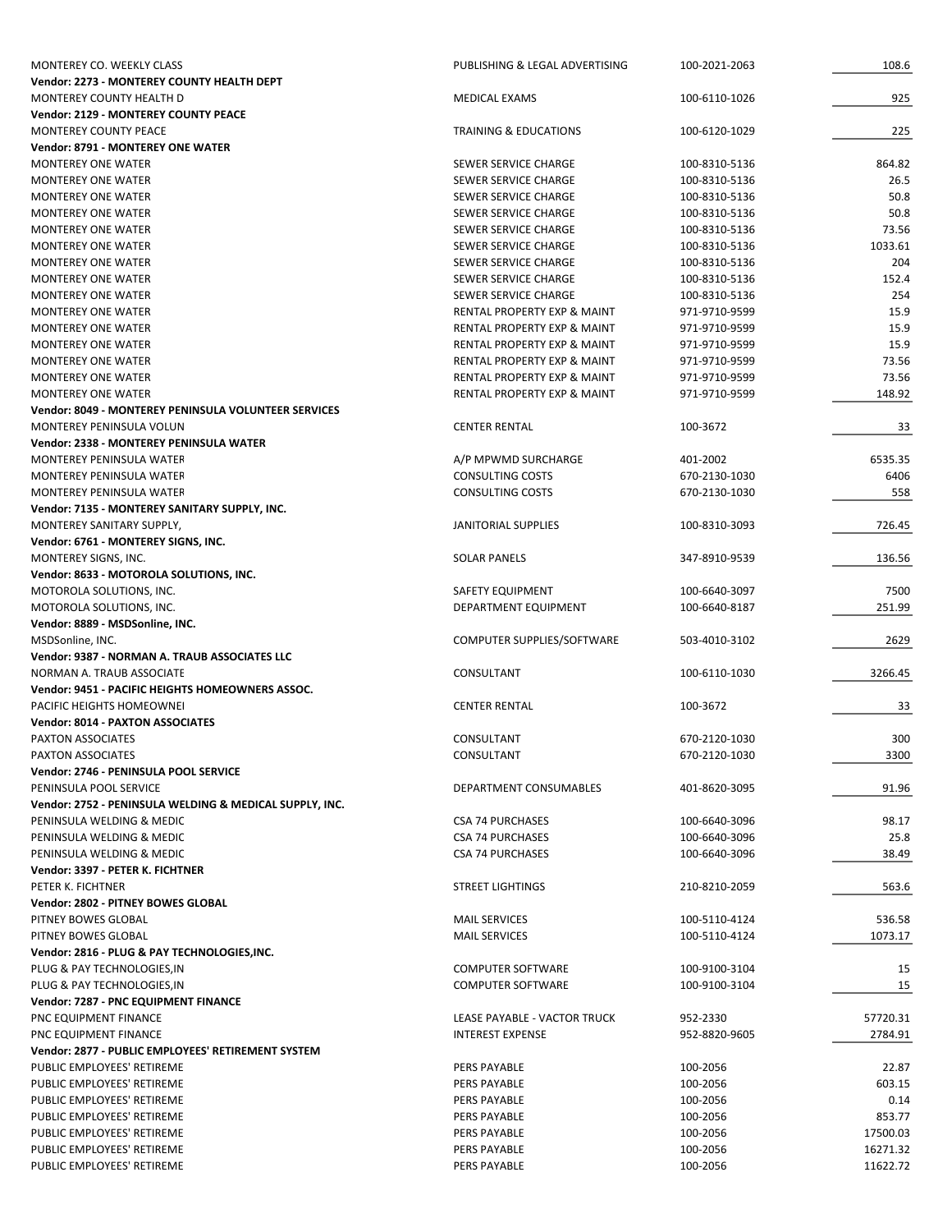| | | | |
|---|---|---|---|
| MONTEREY CO. WEEKLY CLASS | PUBLISHING & LEGAL ADVERTISING | 100-2021-2063 | 108.6 |
| **Vendor: 2273 - MONTEREY COUNTY HEALTH DEPT** | | | |
| MONTEREY COUNTY HEALTH D | MEDICAL EXAMS | 100-6110-1026 | 925 |
| **Vendor: 2129 - MONTEREY COUNTY PEACE** | | | |
| MONTEREY COUNTY PEACE | TRAINING & EDUCATIONS | 100-6120-1029 | 225 |
| **Vendor: 8791 - MONTEREY ONE WATER** | | | |
| MONTEREY ONE WATER | SEWER SERVICE CHARGE | 100-8310-5136 | 864.82 |
| MONTEREY ONE WATER | SEWER SERVICE CHARGE | 100-8310-5136 | 26.5 |
| MONTEREY ONE WATER | SEWER SERVICE CHARGE | 100-8310-5136 | 50.8 |
| MONTEREY ONE WATER | SEWER SERVICE CHARGE | 100-8310-5136 | 50.8 |
| MONTEREY ONE WATER | SEWER SERVICE CHARGE | 100-8310-5136 | 73.56 |
| MONTEREY ONE WATER | SEWER SERVICE CHARGE | 100-8310-5136 | 1033.61 |
| MONTEREY ONE WATER | SEWER SERVICE CHARGE | 100-8310-5136 | 204 |
| MONTEREY ONE WATER | SEWER SERVICE CHARGE | 100-8310-5136 | 152.4 |
| MONTEREY ONE WATER | SEWER SERVICE CHARGE | 100-8310-5136 | 254 |
| MONTEREY ONE WATER | RENTAL PROPERTY EXP & MAINT | 971-9710-9599 | 15.9 |
| MONTEREY ONE WATER | RENTAL PROPERTY EXP & MAINT | 971-9710-9599 | 15.9 |
| MONTEREY ONE WATER | RENTAL PROPERTY EXP & MAINT | 971-9710-9599 | 15.9 |
| MONTEREY ONE WATER | RENTAL PROPERTY EXP & MAINT | 971-9710-9599 | 73.56 |
| MONTEREY ONE WATER | RENTAL PROPERTY EXP & MAINT | 971-9710-9599 | 73.56 |
| MONTEREY ONE WATER | RENTAL PROPERTY EXP & MAINT | 971-9710-9599 | 148.92 |
| **Vendor: 8049 - MONTEREY PENINSULA VOLUNTEER SERVICES** | | | |
| MONTEREY PENINSULA VOLUN | CENTER RENTAL | 100-3672 | 33 |
| **Vendor: 2338 - MONTEREY PENINSULA WATER** | | | |
| MONTEREY PENINSULA WATER | A/P MPWMD SURCHARGE | 401-2002 | 6535.35 |
| MONTEREY PENINSULA WATER | CONSULTING COSTS | 670-2130-1030 | 6406 |
| MONTEREY PENINSULA WATER | CONSULTING COSTS | 670-2130-1030 | 558 |
| **Vendor: 7135 - MONTEREY SANITARY SUPPLY, INC.** | | | |
| MONTEREY SANITARY SUPPLY, | JANITORIAL SUPPLIES | 100-8310-3093 | 726.45 |
| **Vendor: 6761 - MONTEREY SIGNS, INC.** | | | |
| MONTEREY SIGNS, INC. | SOLAR PANELS | 347-8910-9539 | 136.56 |
| **Vendor: 8633 - MOTOROLA SOLUTIONS, INC.** | | | |
| MOTOROLA SOLUTIONS, INC. | SAFETY EQUIPMENT | 100-6640-3097 | 7500 |
| MOTOROLA SOLUTIONS, INC. | DEPARTMENT EQUIPMENT | 100-6640-8187 | 251.99 |
| **Vendor: 8889 - MSDSonline, INC.** | | | |
| MSDSonline, INC. | COMPUTER SUPPLIES/SOFTWARE | 503-4010-3102 | 2629 |
| **Vendor: 9387 - NORMAN A. TRAUB ASSOCIATES LLC** | | | |
| NORMAN A. TRAUB ASSOCIATE | CONSULTANT | 100-6110-1030 | 3266.45 |
| **Vendor: 9451 - PACIFIC HEIGHTS HOMEOWNERS ASSOC.** | | | |
| PACIFIC HEIGHTS HOMEOWNEI | CENTER RENTAL | 100-3672 | 33 |
| **Vendor: 8014 - PAXTON ASSOCIATES** | | | |
| PAXTON ASSOCIATES | CONSULTANT | 670-2120-1030 | 300 |
| PAXTON ASSOCIATES | CONSULTANT | 670-2120-1030 | 3300 |
| **Vendor: 2746 - PENINSULA POOL SERVICE** | | | |
| PENINSULA POOL SERVICE | DEPARTMENT CONSUMABLES | 401-8620-3095 | 91.96 |
| **Vendor: 2752 - PENINSULA WELDING & MEDICAL SUPPLY, INC.** | | | |
| PENINSULA WELDING & MEDIC | CSA 74 PURCHASES | 100-6640-3096 | 98.17 |
| PENINSULA WELDING & MEDIC | CSA 74 PURCHASES | 100-6640-3096 | 25.8 |
| PENINSULA WELDING & MEDIC | CSA 74 PURCHASES | 100-6640-3096 | 38.49 |
| **Vendor: 3397 - PETER K. FICHTNER** | | | |
| PETER K. FICHTNER | STREET LIGHTINGS | 210-8210-2059 | 563.6 |
| **Vendor: 2802 - PITNEY BOWES GLOBAL** | | | |
| PITNEY BOWES GLOBAL | MAIL SERVICES | 100-5110-4124 | 536.58 |
| PITNEY BOWES GLOBAL | MAIL SERVICES | 100-5110-4124 | 1073.17 |
| **Vendor: 2816 - PLUG & PAY TECHNOLOGIES,INC.** | | | |
| PLUG & PAY TECHNOLOGIES,IN | COMPUTER SOFTWARE | 100-9100-3104 | 15 |
| PLUG & PAY TECHNOLOGIES,IN | COMPUTER SOFTWARE | 100-9100-3104 | 15 |
| **Vendor: 7287 - PNC EQUIPMENT FINANCE** | | | |
| PNC EQUIPMENT FINANCE | LEASE PAYABLE - VACTOR TRUCK | 952-2330 | 57720.31 |
| PNC EQUIPMENT FINANCE | INTEREST EXPENSE | 952-8820-9605 | 2784.91 |
| **Vendor: 2877 - PUBLIC EMPLOYEES' RETIREMENT SYSTEM** | | | |
| PUBLIC EMPLOYEES' RETIREME | PERS PAYABLE | 100-2056 | 22.87 |
| PUBLIC EMPLOYEES' RETIREME | PERS PAYABLE | 100-2056 | 603.15 |
| PUBLIC EMPLOYEES' RETIREME | PERS PAYABLE | 100-2056 | 0.14 |
| PUBLIC EMPLOYEES' RETIREME | PERS PAYABLE | 100-2056 | 853.77 |
| PUBLIC EMPLOYEES' RETIREME | PERS PAYABLE | 100-2056 | 17500.03 |
| PUBLIC EMPLOYEES' RETIREME | PERS PAYABLE | 100-2056 | 16271.32 |
| PUBLIC EMPLOYEES' RETIREME | PERS PAYABLE | 100-2056 | 11622.72 |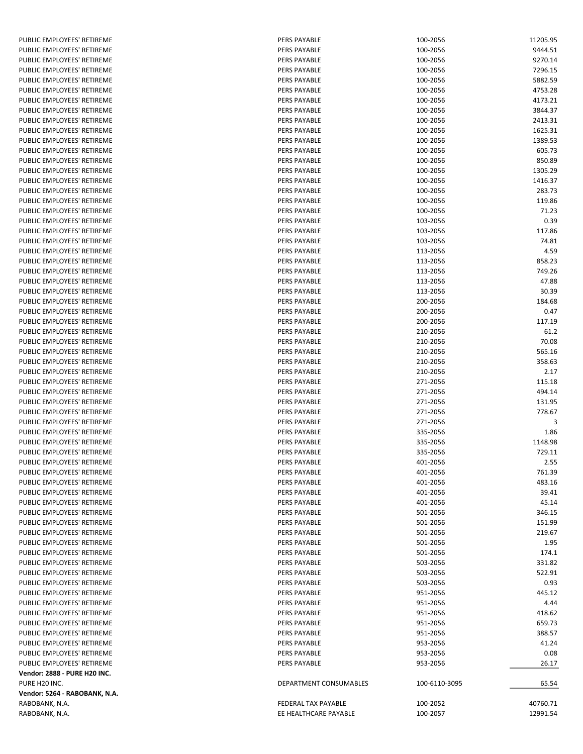| | | | |
|---|---|---|---|
| PUBLIC EMPLOYEES' RETIREME | PERS PAYABLE | 100-2056 | 11205.95 |
| PUBLIC EMPLOYEES' RETIREME | PERS PAYABLE | 100-2056 | 9444.51 |
| PUBLIC EMPLOYEES' RETIREME | PERS PAYABLE | 100-2056 | 9270.14 |
| PUBLIC EMPLOYEES' RETIREME | PERS PAYABLE | 100-2056 | 7296.15 |
| PUBLIC EMPLOYEES' RETIREME | PERS PAYABLE | 100-2056 | 5882.59 |
| PUBLIC EMPLOYEES' RETIREME | PERS PAYABLE | 100-2056 | 4753.28 |
| PUBLIC EMPLOYEES' RETIREME | PERS PAYABLE | 100-2056 | 4173.21 |
| PUBLIC EMPLOYEES' RETIREME | PERS PAYABLE | 100-2056 | 3844.37 |
| PUBLIC EMPLOYEES' RETIREME | PERS PAYABLE | 100-2056 | 2413.31 |
| PUBLIC EMPLOYEES' RETIREME | PERS PAYABLE | 100-2056 | 1625.31 |
| PUBLIC EMPLOYEES' RETIREME | PERS PAYABLE | 100-2056 | 1389.53 |
| PUBLIC EMPLOYEES' RETIREME | PERS PAYABLE | 100-2056 | 605.73 |
| PUBLIC EMPLOYEES' RETIREME | PERS PAYABLE | 100-2056 | 850.89 |
| PUBLIC EMPLOYEES' RETIREME | PERS PAYABLE | 100-2056 | 1305.29 |
| PUBLIC EMPLOYEES' RETIREME | PERS PAYABLE | 100-2056 | 1416.37 |
| PUBLIC EMPLOYEES' RETIREME | PERS PAYABLE | 100-2056 | 283.73 |
| PUBLIC EMPLOYEES' RETIREME | PERS PAYABLE | 100-2056 | 119.86 |
| PUBLIC EMPLOYEES' RETIREME | PERS PAYABLE | 100-2056 | 71.23 |
| PUBLIC EMPLOYEES' RETIREME | PERS PAYABLE | 103-2056 | 0.39 |
| PUBLIC EMPLOYEES' RETIREME | PERS PAYABLE | 103-2056 | 117.86 |
| PUBLIC EMPLOYEES' RETIREME | PERS PAYABLE | 103-2056 | 74.81 |
| PUBLIC EMPLOYEES' RETIREME | PERS PAYABLE | 113-2056 | 4.59 |
| PUBLIC EMPLOYEES' RETIREME | PERS PAYABLE | 113-2056 | 858.23 |
| PUBLIC EMPLOYEES' RETIREME | PERS PAYABLE | 113-2056 | 749.26 |
| PUBLIC EMPLOYEES' RETIREME | PERS PAYABLE | 113-2056 | 47.88 |
| PUBLIC EMPLOYEES' RETIREME | PERS PAYABLE | 113-2056 | 30.39 |
| PUBLIC EMPLOYEES' RETIREME | PERS PAYABLE | 200-2056 | 184.68 |
| PUBLIC EMPLOYEES' RETIREME | PERS PAYABLE | 200-2056 | 0.47 |
| PUBLIC EMPLOYEES' RETIREME | PERS PAYABLE | 200-2056 | 117.19 |
| PUBLIC EMPLOYEES' RETIREME | PERS PAYABLE | 210-2056 | 61.2 |
| PUBLIC EMPLOYEES' RETIREME | PERS PAYABLE | 210-2056 | 70.08 |
| PUBLIC EMPLOYEES' RETIREME | PERS PAYABLE | 210-2056 | 565.16 |
| PUBLIC EMPLOYEES' RETIREME | PERS PAYABLE | 210-2056 | 358.63 |
| PUBLIC EMPLOYEES' RETIREME | PERS PAYABLE | 210-2056 | 2.17 |
| PUBLIC EMPLOYEES' RETIREME | PERS PAYABLE | 271-2056 | 115.18 |
| PUBLIC EMPLOYEES' RETIREME | PERS PAYABLE | 271-2056 | 494.14 |
| PUBLIC EMPLOYEES' RETIREME | PERS PAYABLE | 271-2056 | 131.95 |
| PUBLIC EMPLOYEES' RETIREME | PERS PAYABLE | 271-2056 | 778.67 |
| PUBLIC EMPLOYEES' RETIREME | PERS PAYABLE | 271-2056 | 3 |
| PUBLIC EMPLOYEES' RETIREME | PERS PAYABLE | 335-2056 | 1.86 |
| PUBLIC EMPLOYEES' RETIREME | PERS PAYABLE | 335-2056 | 1148.98 |
| PUBLIC EMPLOYEES' RETIREME | PERS PAYABLE | 335-2056 | 729.11 |
| PUBLIC EMPLOYEES' RETIREME | PERS PAYABLE | 401-2056 | 2.55 |
| PUBLIC EMPLOYEES' RETIREME | PERS PAYABLE | 401-2056 | 761.39 |
| PUBLIC EMPLOYEES' RETIREME | PERS PAYABLE | 401-2056 | 483.16 |
| PUBLIC EMPLOYEES' RETIREME | PERS PAYABLE | 401-2056 | 39.41 |
| PUBLIC EMPLOYEES' RETIREME | PERS PAYABLE | 401-2056 | 45.14 |
| PUBLIC EMPLOYEES' RETIREME | PERS PAYABLE | 501-2056 | 346.15 |
| PUBLIC EMPLOYEES' RETIREME | PERS PAYABLE | 501-2056 | 151.99 |
| PUBLIC EMPLOYEES' RETIREME | PERS PAYABLE | 501-2056 | 219.67 |
| PUBLIC EMPLOYEES' RETIREME | PERS PAYABLE | 501-2056 | 1.95 |
| PUBLIC EMPLOYEES' RETIREME | PERS PAYABLE | 501-2056 | 174.1 |
| PUBLIC EMPLOYEES' RETIREME | PERS PAYABLE | 503-2056 | 331.82 |
| PUBLIC EMPLOYEES' RETIREME | PERS PAYABLE | 503-2056 | 522.91 |
| PUBLIC EMPLOYEES' RETIREME | PERS PAYABLE | 503-2056 | 0.93 |
| PUBLIC EMPLOYEES' RETIREME | PERS PAYABLE | 951-2056 | 445.12 |
| PUBLIC EMPLOYEES' RETIREME | PERS PAYABLE | 951-2056 | 4.44 |
| PUBLIC EMPLOYEES' RETIREME | PERS PAYABLE | 951-2056 | 418.62 |
| PUBLIC EMPLOYEES' RETIREME | PERS PAYABLE | 951-2056 | 659.73 |
| PUBLIC EMPLOYEES' RETIREME | PERS PAYABLE | 951-2056 | 388.57 |
| PUBLIC EMPLOYEES' RETIREME | PERS PAYABLE | 953-2056 | 41.24 |
| PUBLIC EMPLOYEES' RETIREME | PERS PAYABLE | 953-2056 | 0.08 |
| PUBLIC EMPLOYEES' RETIREME | PERS PAYABLE | 953-2056 | 26.17 |
| **Vendor: 2888 - PURE H20 INC.** | | | |
| PURE H20 INC. | DEPARTMENT CONSUMABLES | 100-6110-3095 | 65.54 |
| **Vendor: 5264 - RABOBANK, N.A.** | | | |
| RABOBANK, N.A. | FEDERAL TAX PAYABLE | 100-2052 | 40760.71 |
| RABOBANK, N.A. | EE HEALTHCARE PAYABLE | 100-2057 | 12991.54 |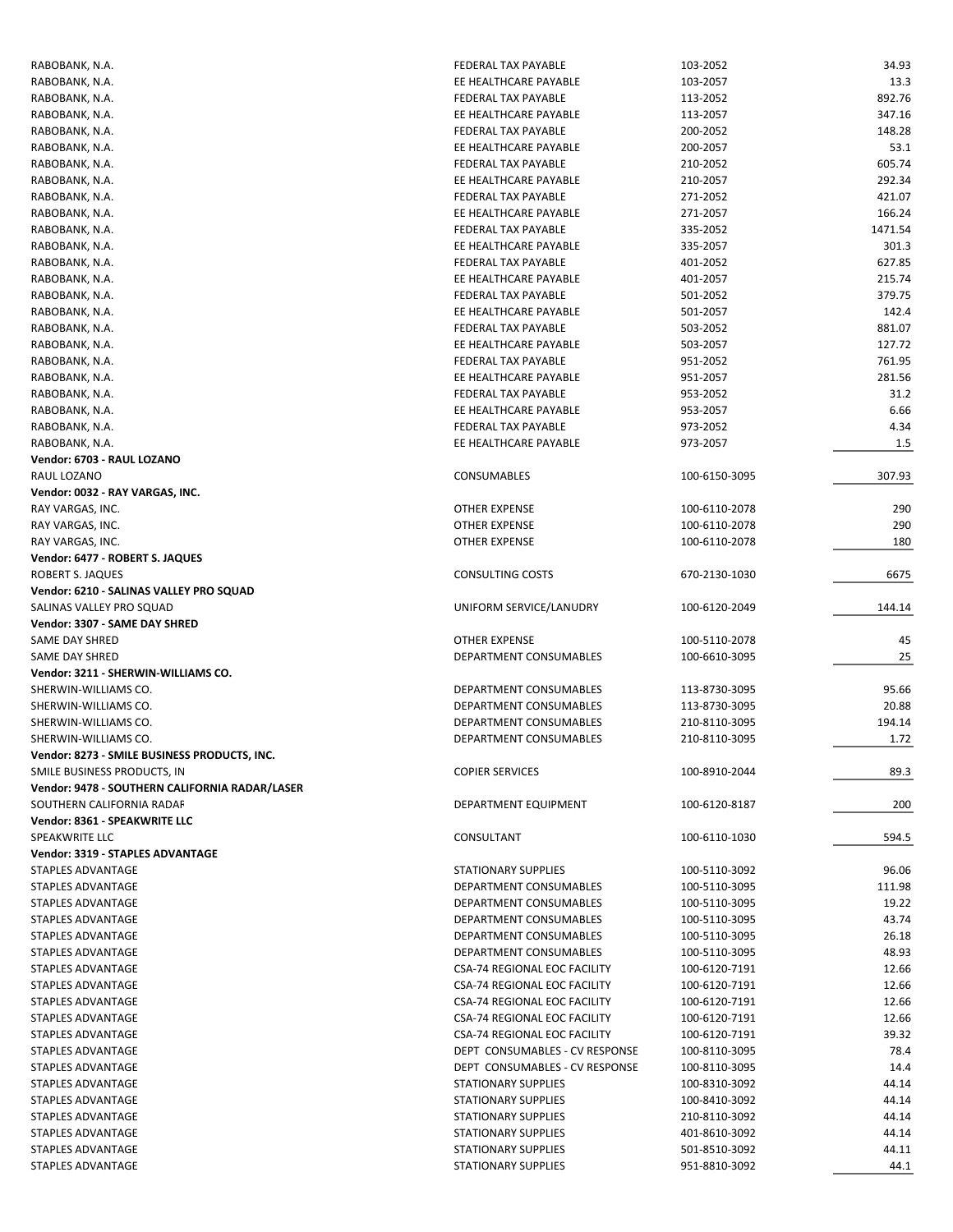| | | | |
|---|---|---|---|
| RABOBANK, N.A. | FEDERAL TAX PAYABLE | 103-2052 | 34.93 |
| RABOBANK, N.A. | EE HEALTHCARE PAYABLE | 103-2057 | 13.3 |
| RABOBANK, N.A. | FEDERAL TAX PAYABLE | 113-2052 | 892.76 |
| RABOBANK, N.A. | EE HEALTHCARE PAYABLE | 113-2057 | 347.16 |
| RABOBANK, N.A. | FEDERAL TAX PAYABLE | 200-2052 | 148.28 |
| RABOBANK, N.A. | EE HEALTHCARE PAYABLE | 200-2057 | 53.1 |
| RABOBANK, N.A. | FEDERAL TAX PAYABLE | 210-2052 | 605.74 |
| RABOBANK, N.A. | EE HEALTHCARE PAYABLE | 210-2057 | 292.34 |
| RABOBANK, N.A. | FEDERAL TAX PAYABLE | 271-2052 | 421.07 |
| RABOBANK, N.A. | EE HEALTHCARE PAYABLE | 271-2057 | 166.24 |
| RABOBANK, N.A. | FEDERAL TAX PAYABLE | 335-2052 | 1471.54 |
| RABOBANK, N.A. | EE HEALTHCARE PAYABLE | 335-2057 | 301.3 |
| RABOBANK, N.A. | FEDERAL TAX PAYABLE | 401-2052 | 627.85 |
| RABOBANK, N.A. | EE HEALTHCARE PAYABLE | 401-2057 | 215.74 |
| RABOBANK, N.A. | FEDERAL TAX PAYABLE | 501-2052 | 379.75 |
| RABOBANK, N.A. | EE HEALTHCARE PAYABLE | 501-2057 | 142.4 |
| RABOBANK, N.A. | FEDERAL TAX PAYABLE | 503-2052 | 881.07 |
| RABOBANK, N.A. | EE HEALTHCARE PAYABLE | 503-2057 | 127.72 |
| RABOBANK, N.A. | FEDERAL TAX PAYABLE | 951-2052 | 761.95 |
| RABOBANK, N.A. | EE HEALTHCARE PAYABLE | 951-2057 | 281.56 |
| RABOBANK, N.A. | FEDERAL TAX PAYABLE | 953-2052 | 31.2 |
| RABOBANK, N.A. | EE HEALTHCARE PAYABLE | 953-2057 | 6.66 |
| RABOBANK, N.A. | FEDERAL TAX PAYABLE | 973-2052 | 4.34 |
| RABOBANK, N.A. | EE HEALTHCARE PAYABLE | 973-2057 | 1.5 |
| **Vendor: 6703 - RAUL LOZANO** | | | |
| RAUL LOZANO | CONSUMABLES | 100-6150-3095 | 307.93 |
| **Vendor: 0032 - RAY VARGAS, INC.** | | | |
| RAY VARGAS, INC. | OTHER EXPENSE | 100-6110-2078 | 290 |
| RAY VARGAS, INC. | OTHER EXPENSE | 100-6110-2078 | 290 |
| RAY VARGAS, INC. | OTHER EXPENSE | 100-6110-2078 | 180 |
| **Vendor: 6477 - ROBERT S. JAQUES** | | | |
| ROBERT S. JAQUES | CONSULTING COSTS | 670-2130-1030 | 6675 |
| **Vendor: 6210 - SALINAS VALLEY PRO SQUAD** | | | |
| SALINAS VALLEY PRO SQUAD | UNIFORM SERVICE/LANUDRY | 100-6120-2049 | 144.14 |
| **Vendor: 3307 - SAME DAY SHRED** | | | |
| SAME DAY SHRED | OTHER EXPENSE | 100-5110-2078 | 45 |
| SAME DAY SHRED | DEPARTMENT CONSUMABLES | 100-6610-3095 | 25 |
| **Vendor: 3211 - SHERWIN-WILLIAMS CO.** | | | |
| SHERWIN-WILLIAMS CO. | DEPARTMENT CONSUMABLES | 113-8730-3095 | 95.66 |
| SHERWIN-WILLIAMS CO. | DEPARTMENT CONSUMABLES | 113-8730-3095 | 20.88 |
| SHERWIN-WILLIAMS CO. | DEPARTMENT CONSUMABLES | 210-8110-3095 | 194.14 |
| SHERWIN-WILLIAMS CO. | DEPARTMENT CONSUMABLES | 210-8110-3095 | 1.72 |
| **Vendor: 8273 - SMILE BUSINESS PRODUCTS, INC.** | | | |
| SMILE BUSINESS PRODUCTS, IN | COPIER SERVICES | 100-8910-2044 | 89.3 |
| **Vendor: 9478 - SOUTHERN CALIFORNIA RADAR/LASER** | | | |
| SOUTHERN CALIFORNIA RADAF | DEPARTMENT EQUIPMENT | 100-6120-8187 | 200 |
| **Vendor: 8361 - SPEAKWRITE LLC** | | | |
| SPEAKWRITE LLC | CONSULTANT | 100-6110-1030 | 594.5 |
| **Vendor: 3319 - STAPLES ADVANTAGE** | | | |
| STAPLES ADVANTAGE | STATIONARY SUPPLIES | 100-5110-3092 | 96.06 |
| STAPLES ADVANTAGE | DEPARTMENT CONSUMABLES | 100-5110-3095 | 111.98 |
| STAPLES ADVANTAGE | DEPARTMENT CONSUMABLES | 100-5110-3095 | 19.22 |
| STAPLES ADVANTAGE | DEPARTMENT CONSUMABLES | 100-5110-3095 | 43.74 |
| STAPLES ADVANTAGE | DEPARTMENT CONSUMABLES | 100-5110-3095 | 26.18 |
| STAPLES ADVANTAGE | DEPARTMENT CONSUMABLES | 100-5110-3095 | 48.93 |
| STAPLES ADVANTAGE | CSA-74 REGIONAL EOC FACILITY | 100-6120-7191 | 12.66 |
| STAPLES ADVANTAGE | CSA-74 REGIONAL EOC FACILITY | 100-6120-7191 | 12.66 |
| STAPLES ADVANTAGE | CSA-74 REGIONAL EOC FACILITY | 100-6120-7191 | 12.66 |
| STAPLES ADVANTAGE | CSA-74 REGIONAL EOC FACILITY | 100-6120-7191 | 12.66 |
| STAPLES ADVANTAGE | CSA-74 REGIONAL EOC FACILITY | 100-6120-7191 | 39.32 |
| STAPLES ADVANTAGE | DEPT CONSUMABLES - CV RESPONSE | 100-8110-3095 | 78.4 |
| STAPLES ADVANTAGE | DEPT CONSUMABLES - CV RESPONSE | 100-8110-3095 | 14.4 |
| STAPLES ADVANTAGE | STATIONARY SUPPLIES | 100-8310-3092 | 44.14 |
| STAPLES ADVANTAGE | STATIONARY SUPPLIES | 100-8410-3092 | 44.14 |
| STAPLES ADVANTAGE | STATIONARY SUPPLIES | 210-8110-3092 | 44.14 |
| STAPLES ADVANTAGE | STATIONARY SUPPLIES | 401-8610-3092 | 44.14 |
| STAPLES ADVANTAGE | STATIONARY SUPPLIES | 501-8510-3092 | 44.11 |
| STAPLES ADVANTAGE | STATIONARY SUPPLIES | 951-8810-3092 | 44.1 |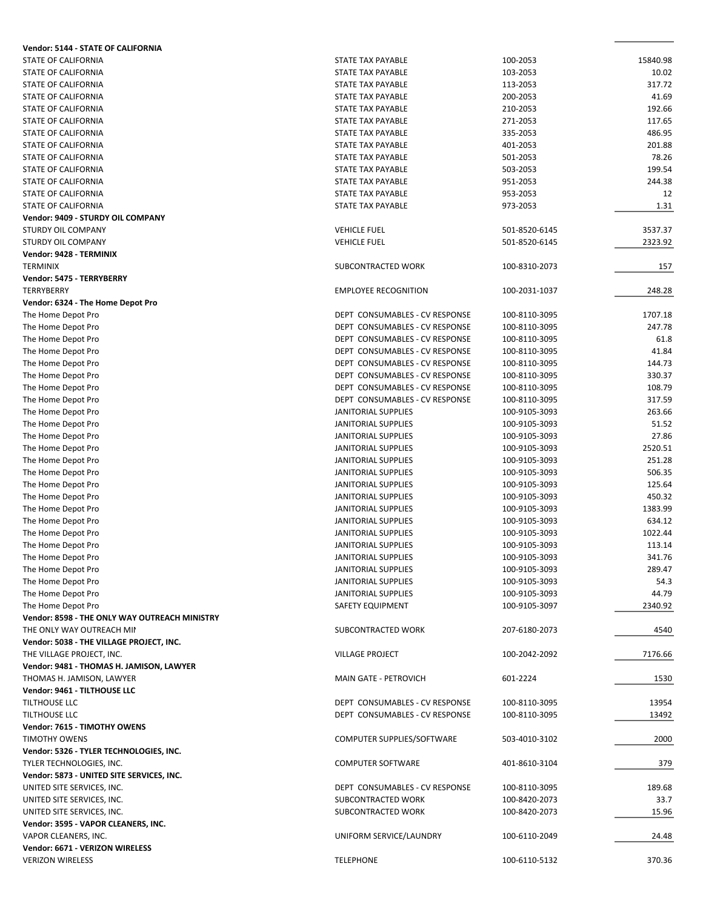| Vendor | Description | Account | Amount |
|---|---|---|---|
| **Vendor: 5144 - STATE OF CALIFORNIA** | | | |
| STATE OF CALIFORNIA | STATE TAX PAYABLE | 100-2053 | 15840.98 |
| STATE OF CALIFORNIA | STATE TAX PAYABLE | 103-2053 | 10.02 |
| STATE OF CALIFORNIA | STATE TAX PAYABLE | 113-2053 | 317.72 |
| STATE OF CALIFORNIA | STATE TAX PAYABLE | 200-2053 | 41.69 |
| STATE OF CALIFORNIA | STATE TAX PAYABLE | 210-2053 | 192.66 |
| STATE OF CALIFORNIA | STATE TAX PAYABLE | 271-2053 | 117.65 |
| STATE OF CALIFORNIA | STATE TAX PAYABLE | 335-2053 | 486.95 |
| STATE OF CALIFORNIA | STATE TAX PAYABLE | 401-2053 | 201.88 |
| STATE OF CALIFORNIA | STATE TAX PAYABLE | 501-2053 | 78.26 |
| STATE OF CALIFORNIA | STATE TAX PAYABLE | 503-2053 | 199.54 |
| STATE OF CALIFORNIA | STATE TAX PAYABLE | 951-2053 | 244.38 |
| STATE OF CALIFORNIA | STATE TAX PAYABLE | 953-2053 | 12 |
| STATE OF CALIFORNIA | STATE TAX PAYABLE | 973-2053 | 1.31 |
| **Vendor: 9409 - STURDY OIL COMPANY** | | | |
| STURDY OIL COMPANY | VEHICLE FUEL | 501-8520-6145 | 3537.37 |
| STURDY OIL COMPANY | VEHICLE FUEL | 501-8520-6145 | 2323.92 |
| **Vendor: 9428 - TERMINIX** | | | |
| TERMINIX | SUBCONTRACTED WORK | 100-8310-2073 | 157 |
| **Vendor: 5475 - TERRYBERRY** | | | |
| TERRYBERRY | EMPLOYEE RECOGNITION | 100-2031-1037 | 248.28 |
| **Vendor: 6324 - The Home Depot Pro** | | | |
| The Home Depot Pro | DEPT CONSUMABLES - CV RESPONSE | 100-8110-3095 | 1707.18 |
| The Home Depot Pro | DEPT CONSUMABLES - CV RESPONSE | 100-8110-3095 | 247.78 |
| The Home Depot Pro | DEPT CONSUMABLES - CV RESPONSE | 100-8110-3095 | 61.8 |
| The Home Depot Pro | DEPT CONSUMABLES - CV RESPONSE | 100-8110-3095 | 41.84 |
| The Home Depot Pro | DEPT CONSUMABLES - CV RESPONSE | 100-8110-3095 | 144.73 |
| The Home Depot Pro | DEPT CONSUMABLES - CV RESPONSE | 100-8110-3095 | 330.37 |
| The Home Depot Pro | DEPT CONSUMABLES - CV RESPONSE | 100-8110-3095 | 108.79 |
| The Home Depot Pro | DEPT CONSUMABLES - CV RESPONSE | 100-8110-3095 | 317.59 |
| The Home Depot Pro | JANITORIAL SUPPLIES | 100-9105-3093 | 263.66 |
| The Home Depot Pro | JANITORIAL SUPPLIES | 100-9105-3093 | 51.52 |
| The Home Depot Pro | JANITORIAL SUPPLIES | 100-9105-3093 | 27.86 |
| The Home Depot Pro | JANITORIAL SUPPLIES | 100-9105-3093 | 2520.51 |
| The Home Depot Pro | JANITORIAL SUPPLIES | 100-9105-3093 | 251.28 |
| The Home Depot Pro | JANITORIAL SUPPLIES | 100-9105-3093 | 506.35 |
| The Home Depot Pro | JANITORIAL SUPPLIES | 100-9105-3093 | 125.64 |
| The Home Depot Pro | JANITORIAL SUPPLIES | 100-9105-3093 | 450.32 |
| The Home Depot Pro | JANITORIAL SUPPLIES | 100-9105-3093 | 1383.99 |
| The Home Depot Pro | JANITORIAL SUPPLIES | 100-9105-3093 | 634.12 |
| The Home Depot Pro | JANITORIAL SUPPLIES | 100-9105-3093 | 1022.44 |
| The Home Depot Pro | JANITORIAL SUPPLIES | 100-9105-3093 | 113.14 |
| The Home Depot Pro | JANITORIAL SUPPLIES | 100-9105-3093 | 341.76 |
| The Home Depot Pro | JANITORIAL SUPPLIES | 100-9105-3093 | 289.47 |
| The Home Depot Pro | JANITORIAL SUPPLIES | 100-9105-3093 | 54.3 |
| The Home Depot Pro | JANITORIAL SUPPLIES | 100-9105-3093 | 44.79 |
| The Home Depot Pro | SAFETY EQUIPMENT | 100-9105-3097 | 2340.92 |
| **Vendor: 8598 - THE ONLY WAY OUTREACH MINISTRY** | | | |
| THE ONLY WAY OUTREACH MIN | SUBCONTRACTED WORK | 207-6180-2073 | 4540 |
| **Vendor: 5038 - THE VILLAGE PROJECT, INC.** | | | |
| THE VILLAGE PROJECT, INC. | VILLAGE PROJECT | 100-2042-2092 | 7176.66 |
| **Vendor: 9481 - THOMAS H. JAMISON, LAWYER** | | | |
| THOMAS H. JAMISON, LAWYER | MAIN GATE - PETROVICH | 601-2224 | 1530 |
| **Vendor: 9461 - TILTHOUSE LLC** | | | |
| TILTHOUSE LLC | DEPT CONSUMABLES - CV RESPONSE | 100-8110-3095 | 13954 |
| TILTHOUSE LLC | DEPT CONSUMABLES - CV RESPONSE | 100-8110-3095 | 13492 |
| **Vendor: 7615 - TIMOTHY OWENS** | | | |
| TIMOTHY OWENS | COMPUTER SUPPLIES/SOFTWARE | 503-4010-3102 | 2000 |
| **Vendor: 5326 - TYLER TECHNOLOGIES, INC.** | | | |
| TYLER TECHNOLOGIES, INC. | COMPUTER SOFTWARE | 401-8610-3104 | 379 |
| **Vendor: 5873 - UNITED SITE SERVICES, INC.** | | | |
| UNITED SITE SERVICES, INC. | DEPT CONSUMABLES - CV RESPONSE | 100-8110-3095 | 189.68 |
| UNITED SITE SERVICES, INC. | SUBCONTRACTED WORK | 100-8420-2073 | 33.7 |
| UNITED SITE SERVICES, INC. | SUBCONTRACTED WORK | 100-8420-2073 | 15.96 |
| **Vendor: 3595 - VAPOR CLEANERS, INC.** | | | |
| VAPOR CLEANERS, INC. | UNIFORM SERVICE/LAUNDRY | 100-6110-2049 | 24.48 |
| **Vendor: 6671 - VERIZON WIRELESS** | | | |
| VERIZON WIRELESS | TELEPHONE | 100-6110-5132 | 370.36 |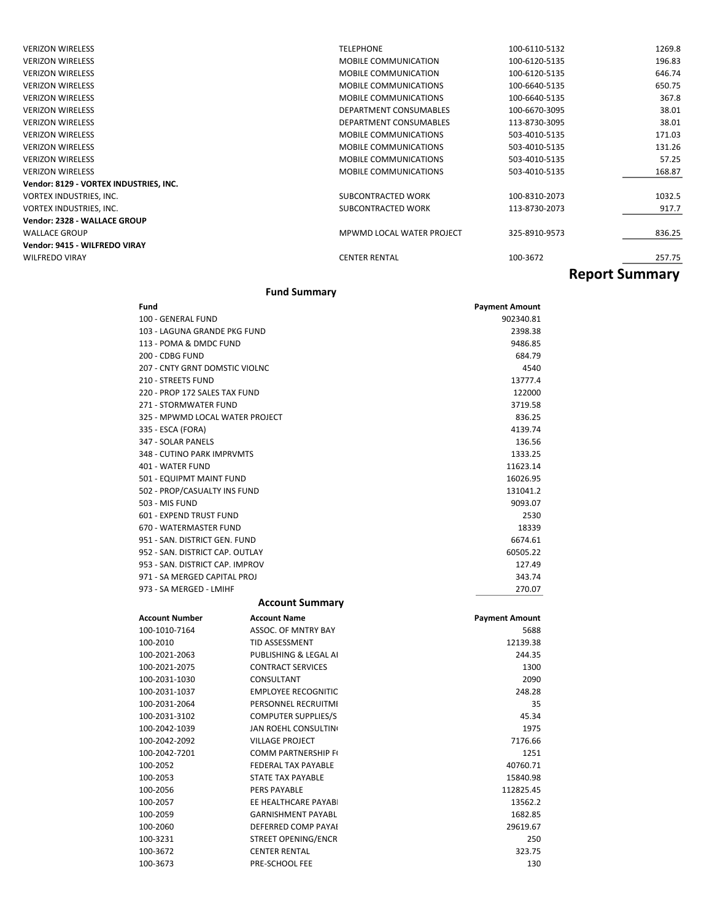| | | | |
|---|---|---|---|
| VERIZON WIRELESS | TELEPHONE | 100-6110-5132 | 1269.8 |
| VERIZON WIRELESS | MOBILE COMMUNICATION | 100-6120-5135 | 196.83 |
| VERIZON WIRELESS | MOBILE COMMUNICATION | 100-6120-5135 | 646.74 |
| VERIZON WIRELESS | MOBILE COMMUNICATIONS | 100-6640-5135 | 650.75 |
| VERIZON WIRELESS | MOBILE COMMUNICATIONS | 100-6640-5135 | 367.8 |
| VERIZON WIRELESS | DEPARTMENT CONSUMABLES | 100-6670-3095 | 38.01 |
| VERIZON WIRELESS | DEPARTMENT CONSUMABLES | 113-8730-3095 | 38.01 |
| VERIZON WIRELESS | MOBILE COMMUNICATIONS | 503-4010-5135 | 171.03 |
| VERIZON WIRELESS | MOBILE COMMUNICATIONS | 503-4010-5135 | 131.26 |
| VERIZON WIRELESS | MOBILE COMMUNICATIONS | 503-4010-5135 | 57.25 |
| VERIZON WIRELESS | MOBILE COMMUNICATIONS | 503-4010-5135 | 168.87 |
| **Vendor: 8129 - VORTEX INDUSTRIES, INC.** | | | |
| VORTEX INDUSTRIES, INC. | SUBCONTRACTED WORK | 100-8310-2073 | 1032.5 |
| VORTEX INDUSTRIES, INC. | SUBCONTRACTED WORK | 113-8730-2073 | 917.7 |
| **Vendor: 2328 - WALLACE GROUP** | | | |
| WALLACE GROUP | MPWMD LOCAL WATER PROJECT | 325-8910-9573 | 836.25 |
| **Vendor: 9415 - WILFREDO VIRAY** | | | |
| WILFREDO VIRAY | CENTER RENTAL | 100-3672 | 257.75 |

# Report Summary

## Fund Summary

| Fund | Payment Amount |
|---|---|
| 100 - GENERAL FUND | 902340.81 |
| 103 - LAGUNA GRANDE PKG FUND | 2398.38 |
| 113 - POMA & DMDC FUND | 9486.85 |
| 200 - CDBG FUND | 684.79 |
| 207 - CNTY GRNT DOMSTIC VIOLNC | 4540 |
| 210 - STREETS FUND | 13777.4 |
| 220 - PROP 172 SALES TAX FUND | 122000 |
| 271 - STORMWATER FUND | 3719.58 |
| 325 - MPWMD LOCAL WATER PROJECT | 836.25 |
| 335 - ESCA (FORA) | 4139.74 |
| 347 - SOLAR PANELS | 136.56 |
| 348 - CUTINO PARK IMPRVMTS | 1333.25 |
| 401 - WATER FUND | 11623.14 |
| 501 - EQUIPMT MAINT FUND | 16026.95 |
| 502 - PROP/CASUALTY INS FUND | 131041.2 |
| 503 - MIS FUND | 9093.07 |
| 601 - EXPEND TRUST FUND | 2530 |
| 670 - WATERMASTER FUND | 18339 |
| 951 - SAN. DISTRICT GEN. FUND | 6674.61 |
| 952 - SAN. DISTRICT CAP. OUTLAY | 60505.22 |
| 953 - SAN. DISTRICT CAP. IMPROV | 127.49 |
| 971 - SA MERGED CAPITAL PROJ | 343.74 |
| 973 - SA MERGED - LMIHF | 270.07 |

## Account Summary

| Account Number | Account Name | Payment Amount |
|---|---|---|
| 100-1010-7164 | ASSOC. OF MNTRY BAY | 5688 |
| 100-2010 | TID ASSESSMENT | 12139.38 |
| 100-2021-2063 | PUBLISHING & LEGAL AI | 244.35 |
| 100-2021-2075 | CONTRACT SERVICES | 1300 |
| 100-2031-1030 | CONSULTANT | 2090 |
| 100-2031-1037 | EMPLOYEE RECOGNITIC | 248.28 |
| 100-2031-2064 | PERSONNEL RECRUITMI | 35 |
| 100-2031-3102 | COMPUTER SUPPLIES/S | 45.34 |
| 100-2042-1039 | JAN ROEHL CONSULTIN | 1975 |
| 100-2042-2092 | VILLAGE PROJECT | 7176.66 |
| 100-2042-7201 | COMM PARTNERSHIP F | 1251 |
| 100-2052 | FEDERAL TAX PAYABLE | 40760.71 |
| 100-2053 | STATE TAX PAYABLE | 15840.98 |
| 100-2056 | PERS PAYABLE | 112825.45 |
| 100-2057 | EE HEALTHCARE PAYABI | 13562.2 |
| 100-2059 | GARNISHMENT PAYABL | 1682.85 |
| 100-2060 | DEFERRED COMP PAYAI | 29619.67 |
| 100-3231 | STREET OPENING/ENCR | 250 |
| 100-3672 | CENTER RENTAL | 323.75 |
| 100-3673 | PRE-SCHOOL FEE | 130 |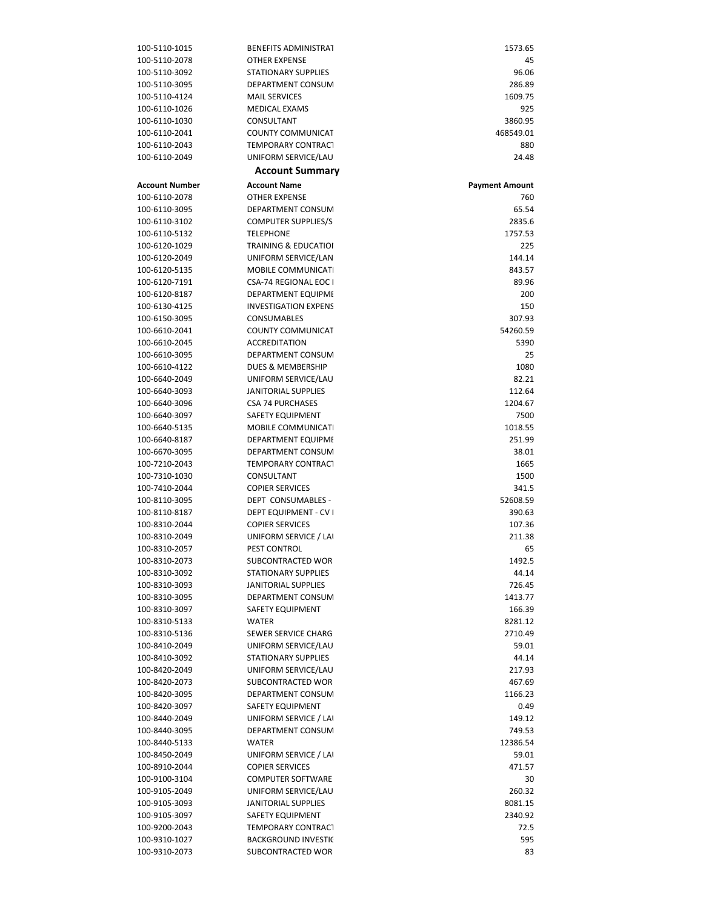| | | |
|---|---|---|
| 100-5110-1015 | BENEFITS ADMINISTRAT | 1573.65 |
| 100-5110-2078 | OTHER EXPENSE | 45 |
| 100-5110-3092 | STATIONARY SUPPLIES | 96.06 |
| 100-5110-3095 | DEPARTMENT CONSUM | 286.89 |
| 100-5110-4124 | MAIL SERVICES | 1609.75 |
| 100-6110-1026 | MEDICAL EXAMS | 925 |
| 100-6110-1030 | CONSULTANT | 3860.95 |
| 100-6110-2041 | COUNTY COMMUNICAT | 468549.01 |
| 100-6110-2043 | TEMPORARY CONTRACT | 880 |
| 100-6110-2049 | UNIFORM SERVICE/LAU | 24.48 |

## Account Summary

| Account Number | Account Name | Payment Amount |
|---|---|---|
| 100-6110-2078 | OTHER EXPENSE | 760 |
| 100-6110-3095 | DEPARTMENT CONSUM | 65.54 |
| 100-6110-3102 | COMPUTER SUPPLIES/S | 2835.6 |
| 100-6110-5132 | TELEPHONE | 1757.53 |
| 100-6120-1029 | TRAINING & EDUCATIOI | 225 |
| 100-6120-2049 | UNIFORM SERVICE/LAN | 144.14 |
| 100-6120-5135 | MOBILE COMMUNICATI | 843.57 |
| 100-6120-7191 | CSA-74 REGIONAL EOC I | 89.96 |
| 100-6120-8187 | DEPARTMENT EQUIPME | 200 |
| 100-6130-4125 | INVESTIGATION EXPENS | 150 |
| 100-6150-3095 | CONSUMABLES | 307.93 |
| 100-6610-2041 | COUNTY COMMUNICAT | 54260.59 |
| 100-6610-2045 | ACCREDITATION | 5390 |
| 100-6610-3095 | DEPARTMENT CONSUM | 25 |
| 100-6610-4122 | DUES & MEMBERSHIP | 1080 |
| 100-6640-2049 | UNIFORM SERVICE/LAU | 82.21 |
| 100-6640-3093 | JANITORIAL SUPPLIES | 112.64 |
| 100-6640-3096 | CSA 74 PURCHASES | 1204.67 |
| 100-6640-3097 | SAFETY EQUIPMENT | 7500 |
| 100-6640-5135 | MOBILE COMMUNICATI | 1018.55 |
| 100-6640-8187 | DEPARTMENT EQUIPME | 251.99 |
| 100-6670-3095 | DEPARTMENT CONSUM | 38.01 |
| 100-7210-2043 | TEMPORARY CONTRACT | 1665 |
| 100-7310-1030 | CONSULTANT | 1500 |
| 100-7410-2044 | COPIER SERVICES | 341.5 |
| 100-8110-3095 | DEPT CONSUMABLES - | 52608.59 |
| 100-8110-8187 | DEPT EQUIPMENT - CV I | 390.63 |
| 100-8310-2044 | COPIER SERVICES | 107.36 |
| 100-8310-2049 | UNIFORM SERVICE / LAI | 211.38 |
| 100-8310-2057 | PEST CONTROL | 65 |
| 100-8310-2073 | SUBCONTRACTED WOR | 1492.5 |
| 100-8310-3092 | STATIONARY SUPPLIES | 44.14 |
| 100-8310-3093 | JANITORIAL SUPPLIES | 726.45 |
| 100-8310-3095 | DEPARTMENT CONSUM | 1413.77 |
| 100-8310-3097 | SAFETY EQUIPMENT | 166.39 |
| 100-8310-5133 | WATER | 8281.12 |
| 100-8310-5136 | SEWER SERVICE CHARG | 2710.49 |
| 100-8410-2049 | UNIFORM SERVICE/LAU | 59.01 |
| 100-8410-3092 | STATIONARY SUPPLIES | 44.14 |
| 100-8420-2049 | UNIFORM SERVICE/LAU | 217.93 |
| 100-8420-2073 | SUBCONTRACTED WOR | 467.69 |
| 100-8420-3095 | DEPARTMENT CONSUM | 1166.23 |
| 100-8420-3097 | SAFETY EQUIPMENT | 0.49 |
| 100-8440-2049 | UNIFORM SERVICE / LAI | 149.12 |
| 100-8440-3095 | DEPARTMENT CONSUM | 749.53 |
| 100-8440-5133 | WATER | 12386.54 |
| 100-8450-2049 | UNIFORM SERVICE / LAI | 59.01 |
| 100-8910-2044 | COPIER SERVICES | 471.57 |
| 100-9100-3104 | COMPUTER SOFTWARE | 30 |
| 100-9105-2049 | UNIFORM SERVICE/LAU | 260.32 |
| 100-9105-3093 | JANITORIAL SUPPLIES | 8081.15 |
| 100-9105-3097 | SAFETY EQUIPMENT | 2340.92 |
| 100-9200-2043 | TEMPORARY CONTRACT | 72.5 |
| 100-9310-1027 | BACKGROUND INVESTIC | 595 |
| 100-9310-2073 | SUBCONTRACTED WOR | 83 |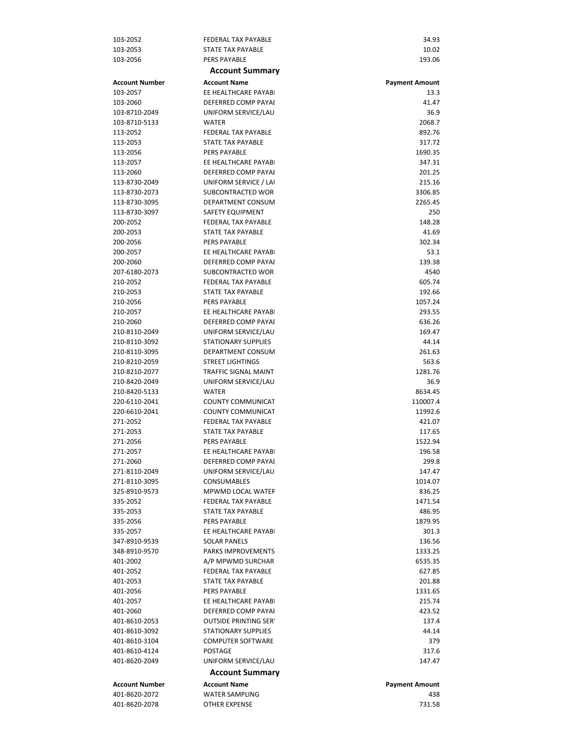| | | |
|---|---|---|
| 103-2052 | FEDERAL TAX PAYABLE | 34.93 |
| 103-2053 | STATE TAX PAYABLE | 10.02 |
| 103-2056 | PERS PAYABLE | 193.06 |

## Account Summary

| Account Number | Account Name | Payment Amount |
|---|---|---|
| 103-2057 | EE HEALTHCARE PAYABI | 13.3 |
| 103-2060 | DEFERRED COMP PAYAI | 41.47 |
| 103-8710-2049 | UNIFORM SERVICE/LAU | 36.9 |
| 103-8710-5133 | WATER | 2068.7 |
| 113-2052 | FEDERAL TAX PAYABLE | 892.76 |
| 113-2053 | STATE TAX PAYABLE | 317.72 |
| 113-2056 | PERS PAYABLE | 1690.35 |
| 113-2057 | EE HEALTHCARE PAYABI | 347.31 |
| 113-2060 | DEFERRED COMP PAYAI | 201.25 |
| 113-8730-2049 | UNIFORM SERVICE / LAI | 215.16 |
| 113-8730-2073 | SUBCONTRACTED WOR | 3306.85 |
| 113-8730-3095 | DEPARTMENT CONSUM | 2265.45 |
| 113-8730-3097 | SAFETY EQUIPMENT | 250 |
| 200-2052 | FEDERAL TAX PAYABLE | 148.28 |
| 200-2053 | STATE TAX PAYABLE | 41.69 |
| 200-2056 | PERS PAYABLE | 302.34 |
| 200-2057 | EE HEALTHCARE PAYABI | 53.1 |
| 200-2060 | DEFERRED COMP PAYAI | 139.38 |
| 207-6180-2073 | SUBCONTRACTED WOR | 4540 |
| 210-2052 | FEDERAL TAX PAYABLE | 605.74 |
| 210-2053 | STATE TAX PAYABLE | 192.66 |
| 210-2056 | PERS PAYABLE | 1057.24 |
| 210-2057 | EE HEALTHCARE PAYABI | 293.55 |
| 210-2060 | DEFERRED COMP PAYAI | 636.26 |
| 210-8110-2049 | UNIFORM SERVICE/LAU | 169.47 |
| 210-8110-3092 | STATIONARY SUPPLIES | 44.14 |
| 210-8110-3095 | DEPARTMENT CONSUM | 261.63 |
| 210-8210-2059 | STREET LIGHTINGS | 563.6 |
| 210-8210-2077 | TRAFFIC SIGNAL MAINT | 1281.76 |
| 210-8420-2049 | UNIFORM SERVICE/LAU | 36.9 |
| 210-8420-5133 | WATER | 8634.45 |
| 220-6110-2041 | COUNTY COMMUNICAT | 110007.4 |
| 220-6610-2041 | COUNTY COMMUNICAT | 11992.6 |
| 271-2052 | FEDERAL TAX PAYABLE | 421.07 |
| 271-2053 | STATE TAX PAYABLE | 117.65 |
| 271-2056 | PERS PAYABLE | 1522.94 |
| 271-2057 | EE HEALTHCARE PAYABI | 196.58 |
| 271-2060 | DEFERRED COMP PAYAI | 299.8 |
| 271-8110-2049 | UNIFORM SERVICE/LAU | 147.47 |
| 271-8110-3095 | CONSUMABLES | 1014.07 |
| 325-8910-9573 | MPWMD LOCAL WATEF | 836.25 |
| 335-2052 | FEDERAL TAX PAYABLE | 1471.54 |
| 335-2053 | STATE TAX PAYABLE | 486.95 |
| 335-2056 | PERS PAYABLE | 1879.95 |
| 335-2057 | EE HEALTHCARE PAYABI | 301.3 |
| 347-8910-9539 | SOLAR PANELS | 136.56 |
| 348-8910-9570 | PARKS IMPROVEMENTS | 1333.25 |
| 401-2002 | A/P MPWMD SURCHAR | 6535.35 |
| 401-2052 | FEDERAL TAX PAYABLE | 627.85 |
| 401-2053 | STATE TAX PAYABLE | 201.88 |
| 401-2056 | PERS PAYABLE | 1331.65 |
| 401-2057 | EE HEALTHCARE PAYABI | 215.74 |
| 401-2060 | DEFERRED COMP PAYAI | 423.52 |
| 401-8610-2053 | OUTSIDE PRINTING SER' | 137.4 |
| 401-8610-3092 | STATIONARY SUPPLIES | 44.14 |
| 401-8610-3104 | COMPUTER SOFTWARE | 379 |
| 401-8610-4124 | POSTAGE | 317.6 |
| 401-8620-2049 | UNIFORM SERVICE/LAU | 147.47 |

## Account Summary

| Account Number | Account Name | Payment Amount |
|---|---|---|
| 401-8620-2072 | WATER SAMPLING | 438 |
| 401-8620-2078 | OTHER EXPENSE | 731.58 |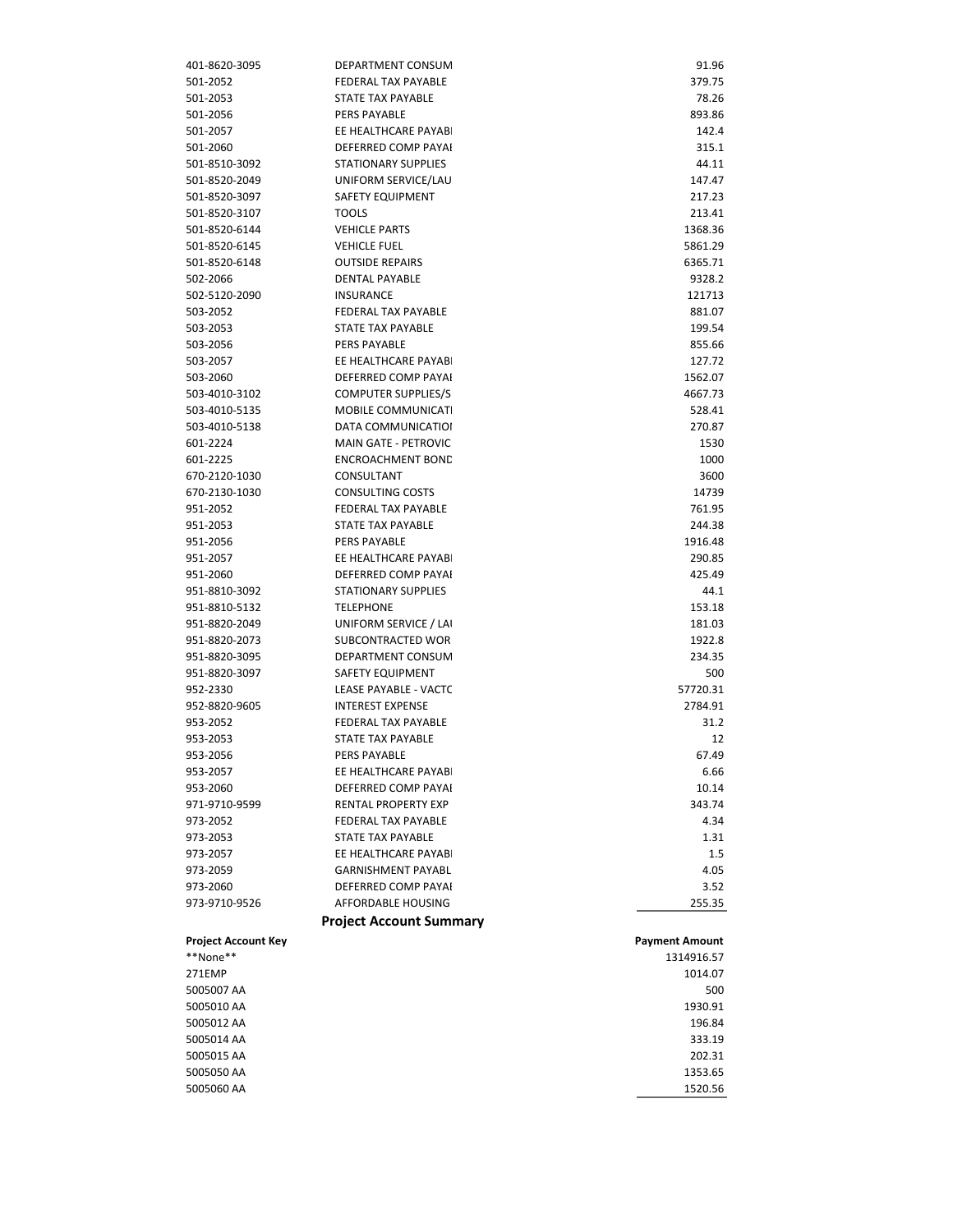| | | |
|---|---|---|
| 401-8620-3095 | DEPARTMENT CONSUM | 91.96 |
| 501-2052 | FEDERAL TAX PAYABLE | 379.75 |
| 501-2053 | STATE TAX PAYABLE | 78.26 |
| 501-2056 | PERS PAYABLE | 893.86 |
| 501-2057 | EE HEALTHCARE PAYABI | 142.4 |
| 501-2060 | DEFERRED COMP PAYAI | 315.1 |
| 501-8510-3092 | STATIONARY SUPPLIES | 44.11 |
| 501-8520-2049 | UNIFORM SERVICE/LAU | 147.47 |
| 501-8520-3097 | SAFETY EQUIPMENT | 217.23 |
| 501-8520-3107 | TOOLS | 213.41 |
| 501-8520-6144 | VEHICLE PARTS | 1368.36 |
| 501-8520-6145 | VEHICLE FUEL | 5861.29 |
| 501-8520-6148 | OUTSIDE REPAIRS | 6365.71 |
| 502-2066 | DENTAL PAYABLE | 9328.2 |
| 502-5120-2090 | INSURANCE | 121713 |
| 503-2052 | FEDERAL TAX PAYABLE | 881.07 |
| 503-2053 | STATE TAX PAYABLE | 199.54 |
| 503-2056 | PERS PAYABLE | 855.66 |
| 503-2057 | EE HEALTHCARE PAYABI | 127.72 |
| 503-2060 | DEFERRED COMP PAYAI | 1562.07 |
| 503-4010-3102 | COMPUTER SUPPLIES/S | 4667.73 |
| 503-4010-5135 | MOBILE COMMUNICATI | 528.41 |
| 503-4010-5138 | DATA COMMUNICATIOI | 270.87 |
| 601-2224 | MAIN GATE - PETROVIC | 1530 |
| 601-2225 | ENCROACHMENT BOND | 1000 |
| 670-2120-1030 | CONSULTANT | 3600 |
| 670-2130-1030 | CONSULTING COSTS | 14739 |
| 951-2052 | FEDERAL TAX PAYABLE | 761.95 |
| 951-2053 | STATE TAX PAYABLE | 244.38 |
| 951-2056 | PERS PAYABLE | 1916.48 |
| 951-2057 | EE HEALTHCARE PAYABI | 290.85 |
| 951-2060 | DEFERRED COMP PAYAI | 425.49 |
| 951-8810-3092 | STATIONARY SUPPLIES | 44.1 |
| 951-8810-5132 | TELEPHONE | 153.18 |
| 951-8820-2049 | UNIFORM SERVICE / LAI | 181.03 |
| 951-8820-2073 | SUBCONTRACTED WOR | 1922.8 |
| 951-8820-3095 | DEPARTMENT CONSUM | 234.35 |
| 951-8820-3097 | SAFETY EQUIPMENT | 500 |
| 952-2330 | LEASE PAYABLE - VACTC | 57720.31 |
| 952-8820-9605 | INTEREST EXPENSE | 2784.91 |
| 953-2052 | FEDERAL TAX PAYABLE | 31.2 |
| 953-2053 | STATE TAX PAYABLE | 12 |
| 953-2056 | PERS PAYABLE | 67.49 |
| 953-2057 | EE HEALTHCARE PAYABI | 6.66 |
| 953-2060 | DEFERRED COMP PAYAI | 10.14 |
| 971-9710-9599 | RENTAL PROPERTY EXP | 343.74 |
| 973-2052 | FEDERAL TAX PAYABLE | 4.34 |
| 973-2053 | STATE TAX PAYABLE | 1.31 |
| 973-2057 | EE HEALTHCARE PAYABI | 1.5 |
| 973-2059 | GARNISHMENT PAYABL | 4.05 |
| 973-2060 | DEFERRED COMP PAYAI | 3.52 |
| 973-9710-9526 | AFFORDABLE HOUSING | 255.35 |

**Project Account Summary**

| Project Account Key | Payment Amount |
|---|---|
| **None** | 1314916.57 |
| 271EMP | 1014.07 |
| 5005007 AA | 500 |
| 5005010 AA | 1930.91 |
| 5005012 AA | 196.84 |
| 5005014 AA | 333.19 |
| 5005015 AA | 202.31 |
| 5005050 AA | 1353.65 |
| 5005060 AA | 1520.56 |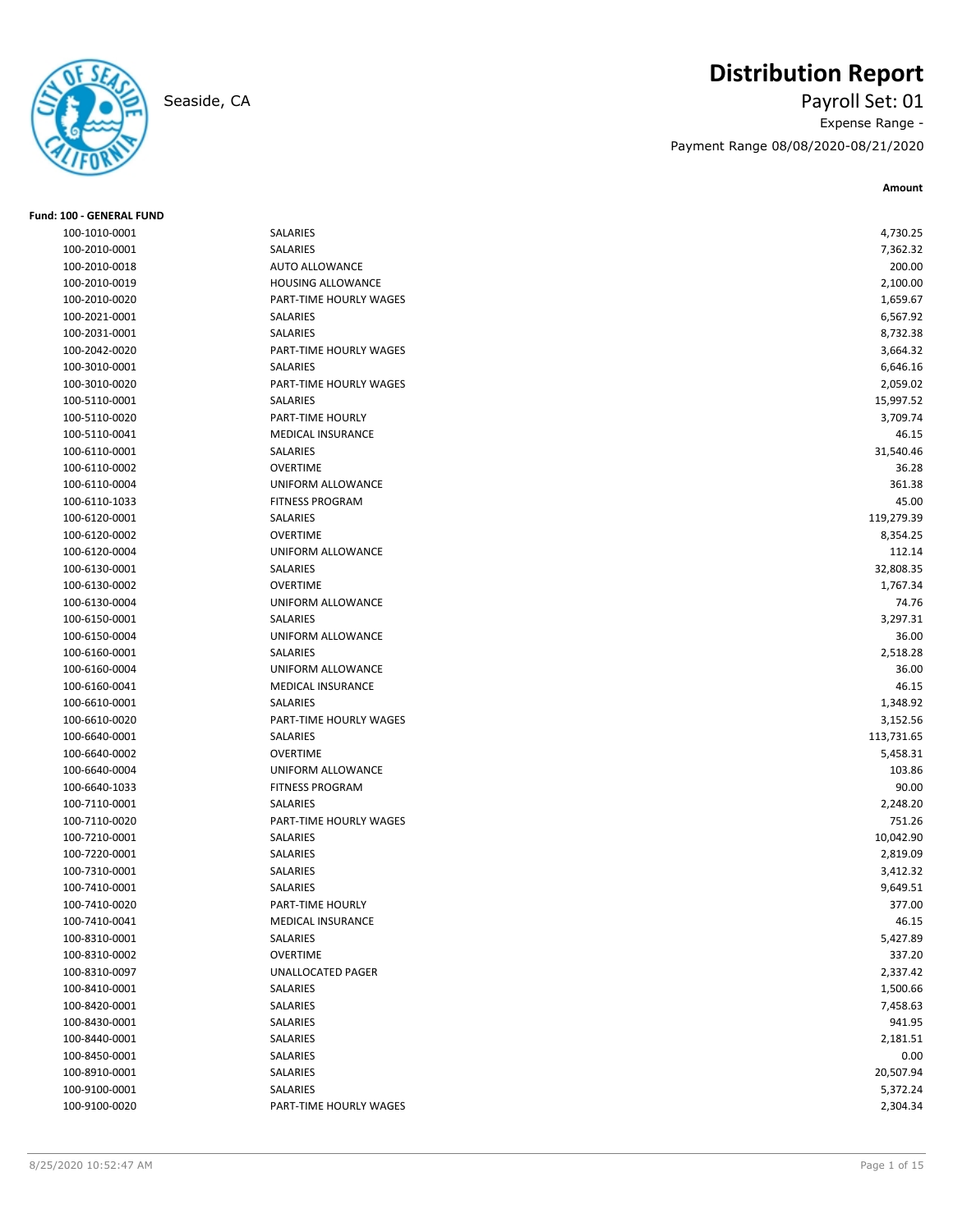# Distribution Report

Seaside, CA

Payroll Set: 01

Expense Range -

Payment Range 08/08/2020-08/21/2020

**Fund: 100 - GENERAL FUND**

| Account | Description | Amount |
|---|---|---|
| 100-1010-0001 | SALARIES | 4,730.25 |
| 100-2010-0001 | SALARIES | 7,362.32 |
| 100-2010-0018 | AUTO ALLOWANCE | 200.00 |
| 100-2010-0019 | HOUSING ALLOWANCE | 2,100.00 |
| 100-2010-0020 | PART-TIME HOURLY WAGES | 1,659.67 |
| 100-2021-0001 | SALARIES | 6,567.92 |
| 100-2031-0001 | SALARIES | 8,732.38 |
| 100-2042-0020 | PART-TIME HOURLY WAGES | 3,664.32 |
| 100-3010-0001 | SALARIES | 6,646.16 |
| 100-3010-0020 | PART-TIME HOURLY WAGES | 2,059.02 |
| 100-5110-0001 | SALARIES | 15,997.52 |
| 100-5110-0020 | PART-TIME HOURLY | 3,709.74 |
| 100-5110-0041 | MEDICAL INSURANCE | 46.15 |
| 100-6110-0001 | SALARIES | 31,540.46 |
| 100-6110-0002 | OVERTIME | 36.28 |
| 100-6110-0004 | UNIFORM ALLOWANCE | 361.38 |
| 100-6110-1033 | FITNESS PROGRAM | 45.00 |
| 100-6120-0001 | SALARIES | 119,279.39 |
| 100-6120-0002 | OVERTIME | 8,354.25 |
| 100-6120-0004 | UNIFORM ALLOWANCE | 112.14 |
| 100-6130-0001 | SALARIES | 32,808.35 |
| 100-6130-0002 | OVERTIME | 1,767.34 |
| 100-6130-0004 | UNIFORM ALLOWANCE | 74.76 |
| 100-6150-0001 | SALARIES | 3,297.31 |
| 100-6150-0004 | UNIFORM ALLOWANCE | 36.00 |
| 100-6160-0001 | SALARIES | 2,518.28 |
| 100-6160-0004 | UNIFORM ALLOWANCE | 36.00 |
| 100-6160-0041 | MEDICAL INSURANCE | 46.15 |
| 100-6610-0001 | SALARIES | 1,348.92 |
| 100-6610-0020 | PART-TIME HOURLY WAGES | 3,152.56 |
| 100-6640-0001 | SALARIES | 113,731.65 |
| 100-6640-0002 | OVERTIME | 5,458.31 |
| 100-6640-0004 | UNIFORM ALLOWANCE | 103.86 |
| 100-6640-1033 | FITNESS PROGRAM | 90.00 |
| 100-7110-0001 | SALARIES | 2,248.20 |
| 100-7110-0020 | PART-TIME HOURLY WAGES | 751.26 |
| 100-7210-0001 | SALARIES | 10,042.90 |
| 100-7220-0001 | SALARIES | 2,819.09 |
| 100-7310-0001 | SALARIES | 3,412.32 |
| 100-7410-0001 | SALARIES | 9,649.51 |
| 100-7410-0020 | PART-TIME HOURLY | 377.00 |
| 100-7410-0041 | MEDICAL INSURANCE | 46.15 |
| 100-8310-0001 | SALARIES | 5,427.89 |
| 100-8310-0002 | OVERTIME | 337.20 |
| 100-8310-0097 | UNALLOCATED PAGER | 2,337.42 |
| 100-8410-0001 | SALARIES | 1,500.66 |
| 100-8420-0001 | SALARIES | 7,458.63 |
| 100-8430-0001 | SALARIES | 941.95 |
| 100-8440-0001 | SALARIES | 2,181.51 |
| 100-8450-0001 | SALARIES | 0.00 |
| 100-8910-0001 | SALARIES | 20,507.94 |
| 100-9100-0001 | SALARIES | 5,372.24 |
| 100-9100-0020 | PART-TIME HOURLY WAGES | 2,304.34 |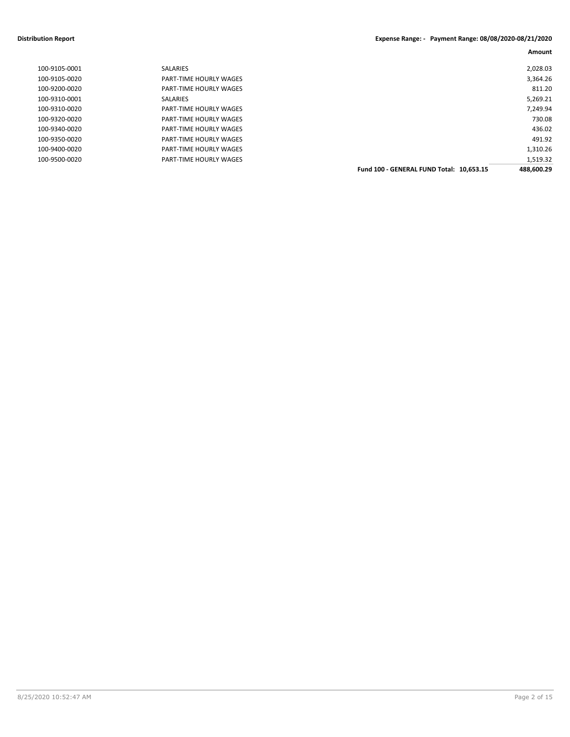**Distribution Report** **Expense Range: - Payment Range: 08/08/2020-08/21/2020**

| | | Amount |
|---|---|---|
| 100-9105-0001 | SALARIES | 2,028.03 |
| 100-9105-0020 | PART-TIME HOURLY WAGES | 3,364.26 |
| 100-9200-0020 | PART-TIME HOURLY WAGES | 811.20 |
| 100-9310-0001 | SALARIES | 5,269.21 |
| 100-9310-0020 | PART-TIME HOURLY WAGES | 7,249.94 |
| 100-9320-0020 | PART-TIME HOURLY WAGES | 730.08 |
| 100-9340-0020 | PART-TIME HOURLY WAGES | 436.02 |
| 100-9350-0020 | PART-TIME HOURLY WAGES | 491.92 |
| 100-9400-0020 | PART-TIME HOURLY WAGES | 1,310.26 |
| 100-9500-0020 | PART-TIME HOURLY WAGES | 1,519.32 |
| | **Fund 100 - GENERAL FUND Total: 10,653.15** | **488,600.29** |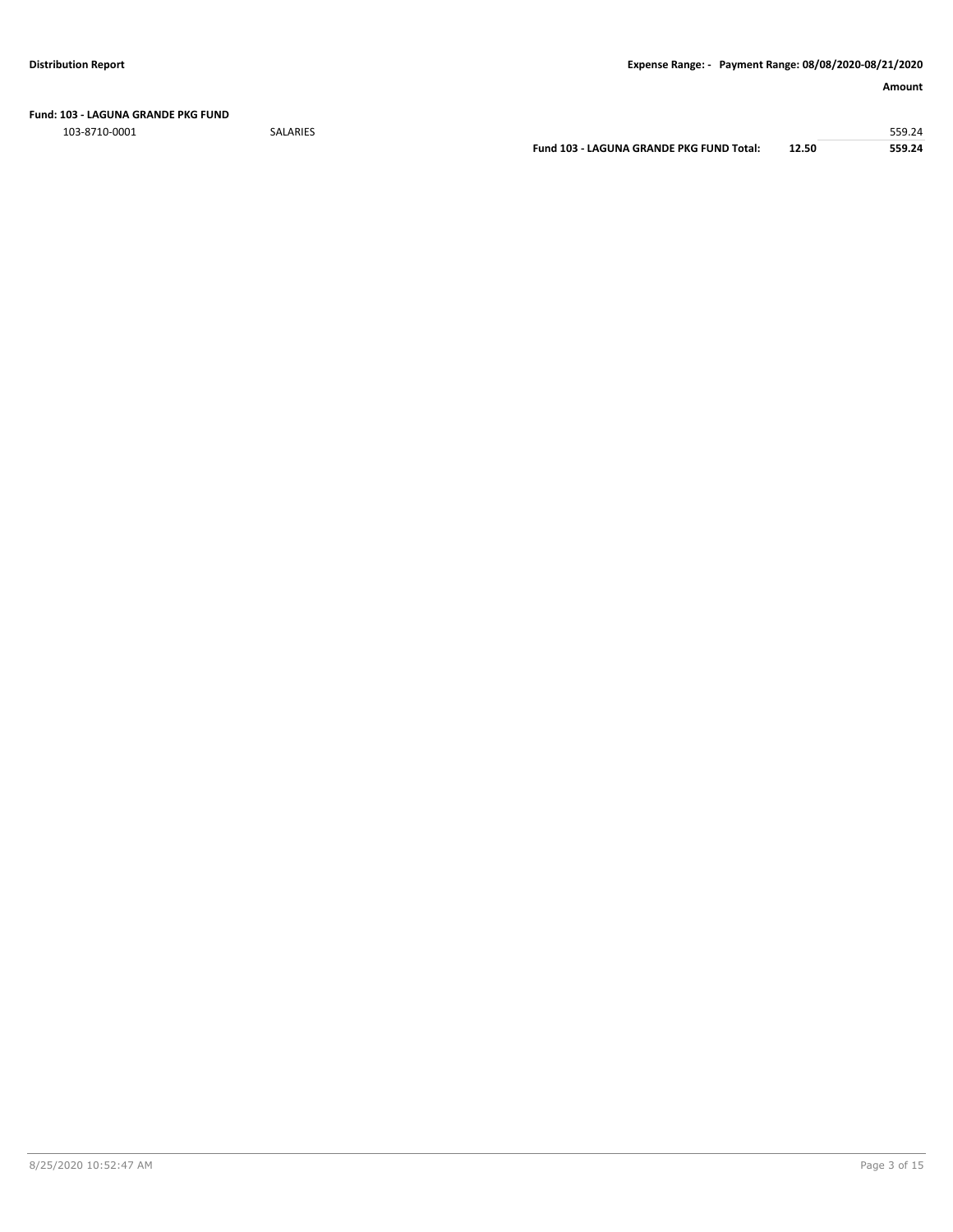**Distribution Report** **Expense Range: - Payment Range: 08/08/2020-08/21/2020**

| | | | | Amount |
|---|---|---|---|---|
| **Fund: 103 - LAGUNA GRANDE PKG FUND** | | | | |
| 103-8710-0001 | SALARIES | | | 559.24 |
| | | **Fund 103 - LAGUNA GRANDE PKG FUND Total:** | **12.50** | **559.24** |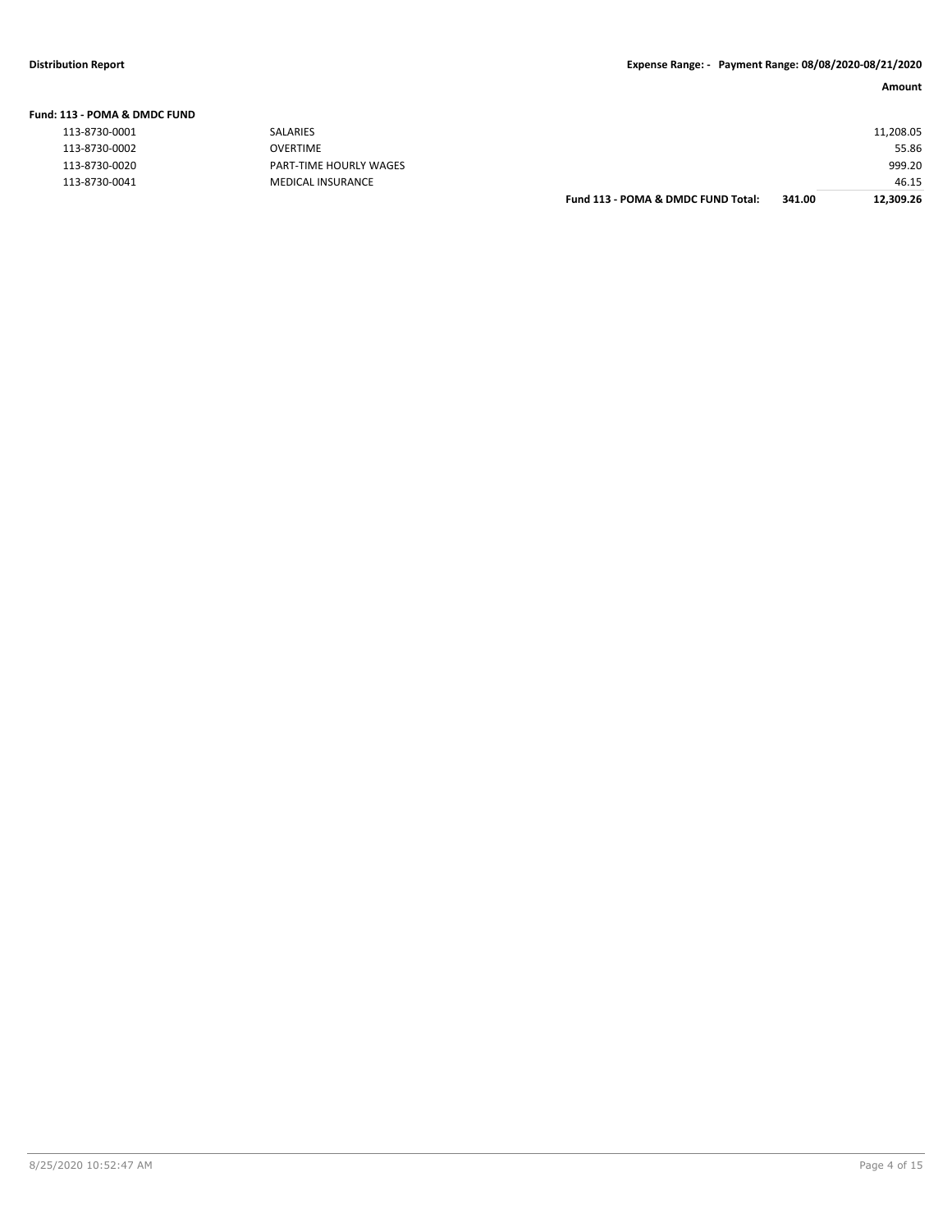**Distribution Report** | **Expense Range: - Payment Range: 08/08/2020-08/21/2020**

| | | | | **Amount** |
|---|---|---|---|---|
| **Fund: 113 - POMA & DMDC FUND** | | | | |
| 113-8730-0001 | SALARIES | | | 11,208.05 |
| 113-8730-0002 | OVERTIME | | | 55.86 |
| 113-8730-0020 | PART-TIME HOURLY WAGES | | | 999.20 |
| 113-8730-0041 | MEDICAL INSURANCE | | | 46.15 |
| | | **Fund 113 - POMA & DMDC FUND Total:** | **341.00** | **12,309.26** |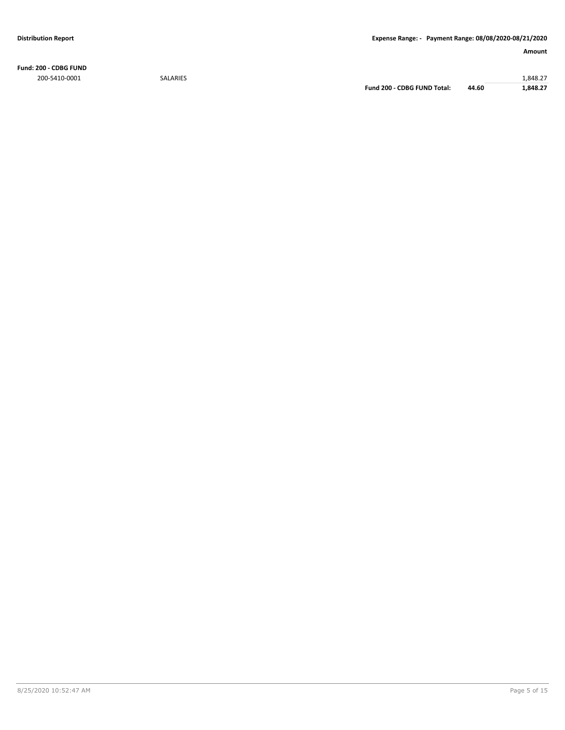**Distribution Report** — **Expense Range: - Payment Range: 08/08/2020-08/21/2020**

**Fund: 200 - CDBG FUND**

| Account | Description | | | Amount |
|---|---|---|---|---|
| 200-5410-0001 | SALARIES | | | 1,848.27 |
| | | **Fund 200 - CDBG FUND Total:** | **44.60** | **1,848.27** |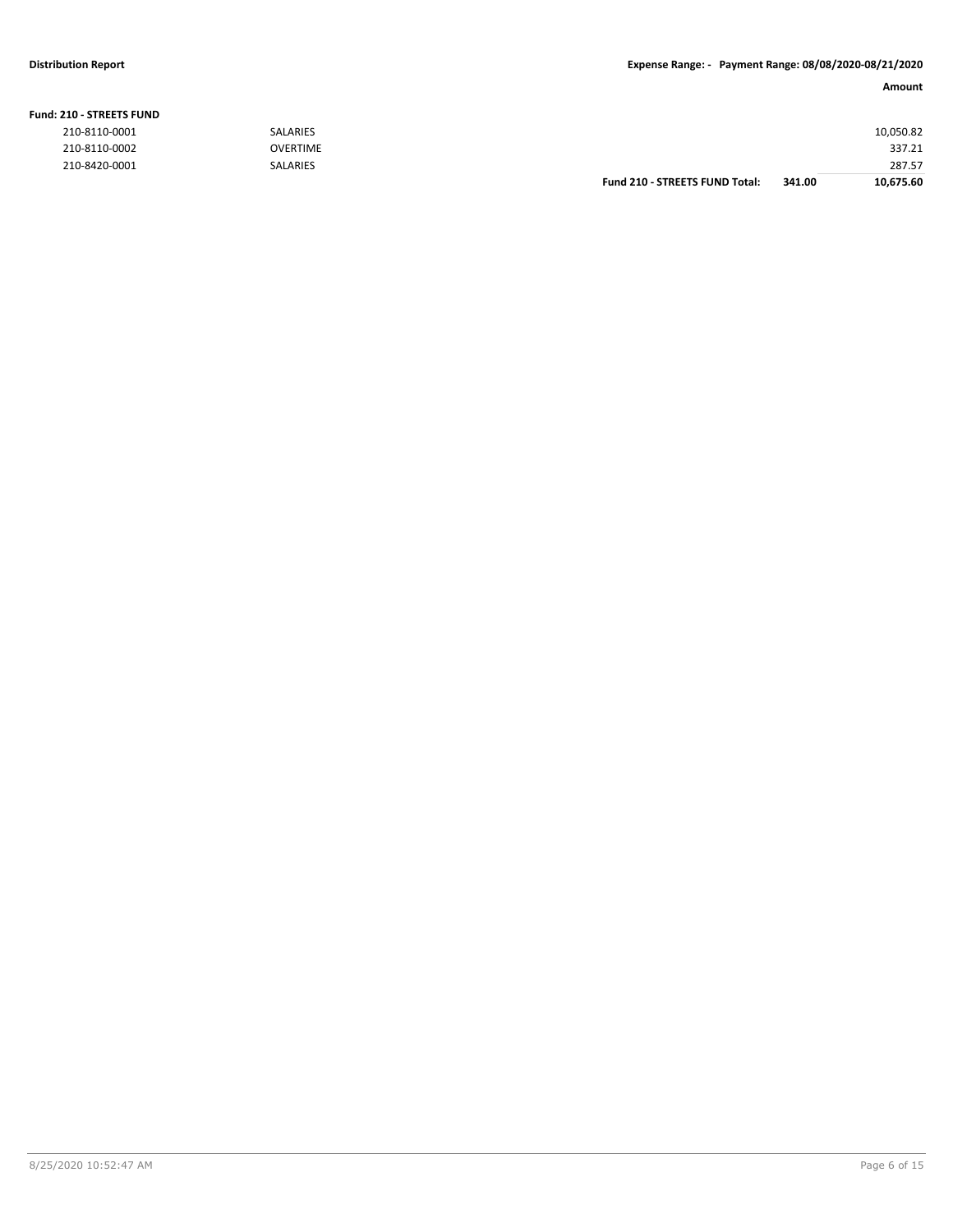**Distribution Report** **Expense Range: - Payment Range: 08/08/2020-08/21/2020**

| | | | | Amount |
|---|---|---|---|---|
| **Fund: 210 - STREETS FUND** | | | | |
| 210-8110-0001 | SALARIES | | | 10,050.82 |
| 210-8110-0002 | OVERTIME | | | 337.21 |
| 210-8420-0001 | SALARIES | | | 287.57 |
| | | **Fund 210 - STREETS FUND Total:** | **341.00** | **10,675.60** |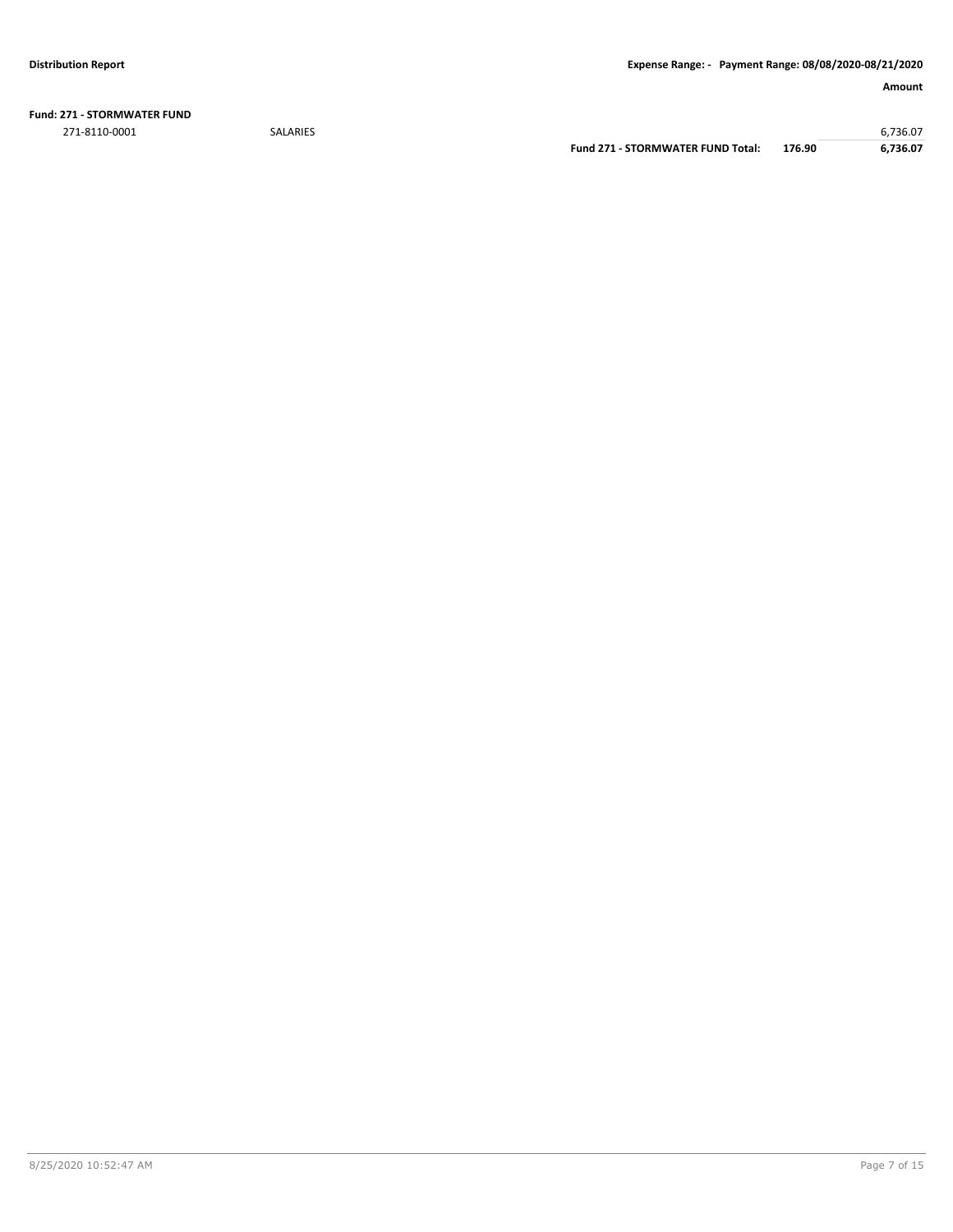**Fund: 271 - STORMWATER FUND**

| | | | | Amount |
|---|---|---|---|---|
| 271-8110-0001 | SALARIES | | | 6,736.07 |
| | | **Fund 271 - STORMWATER FUND Total:** | **176.90** | **6,736.07** |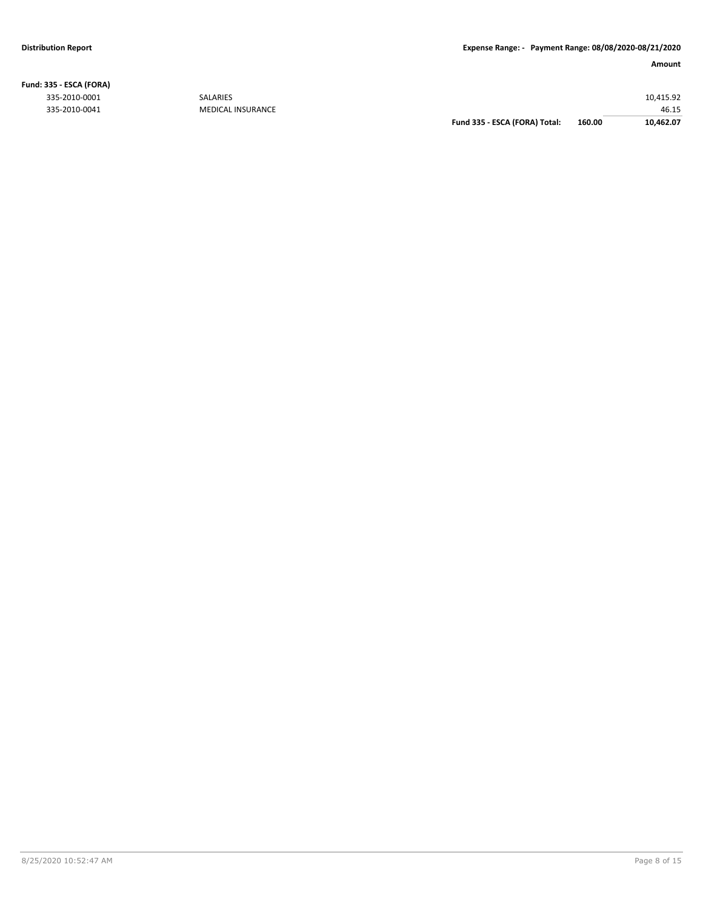| | | | | Amount |
|---|---|---|---|---|
| **Fund: 335 - ESCA (FORA)** | | | | |
| 335-2010-0001 | SALARIES | | | 10,415.92 |
| 335-2010-0041 | MEDICAL INSURANCE | | | 46.15 |
| | | **Fund 335 - ESCA (FORA) Total:** | **160.00** | **10,462.07** |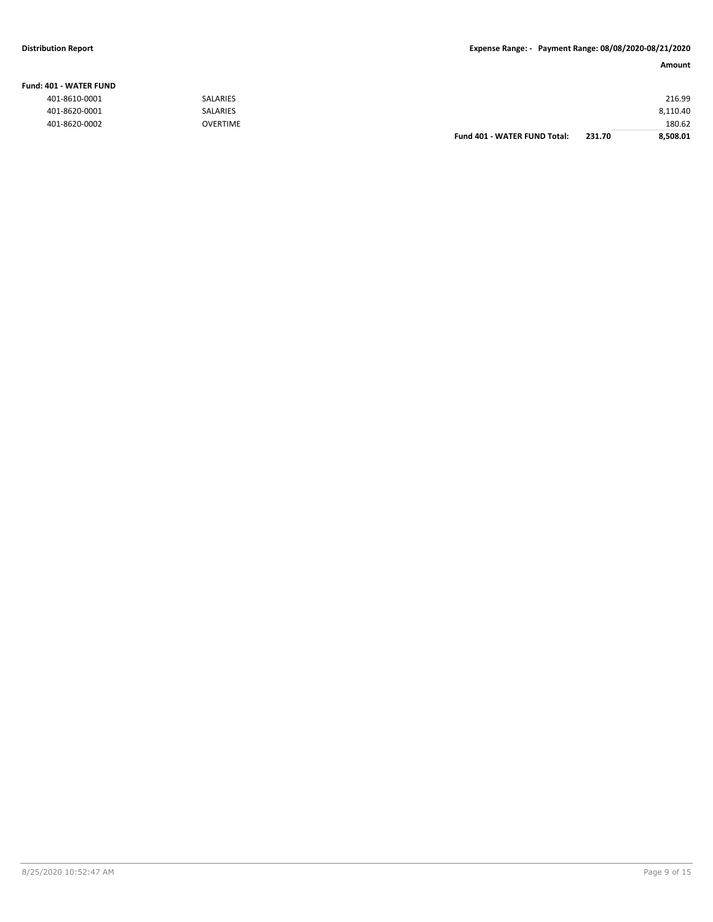**Distribution Report** **Expense Range: - Payment Range: 08/08/2020-08/21/2020**

| | | | | Amount |
|---|---|---|---|---|
| **Fund: 401 - WATER FUND** | | | | |
| 401-8610-0001 | SALARIES | | | 216.99 |
| 401-8620-0001 | SALARIES | | | 8,110.40 |
| 401-8620-0002 | OVERTIME | | | 180.62 |
| | | **Fund 401 - WATER FUND Total:** | **231.70** | **8,508.01** |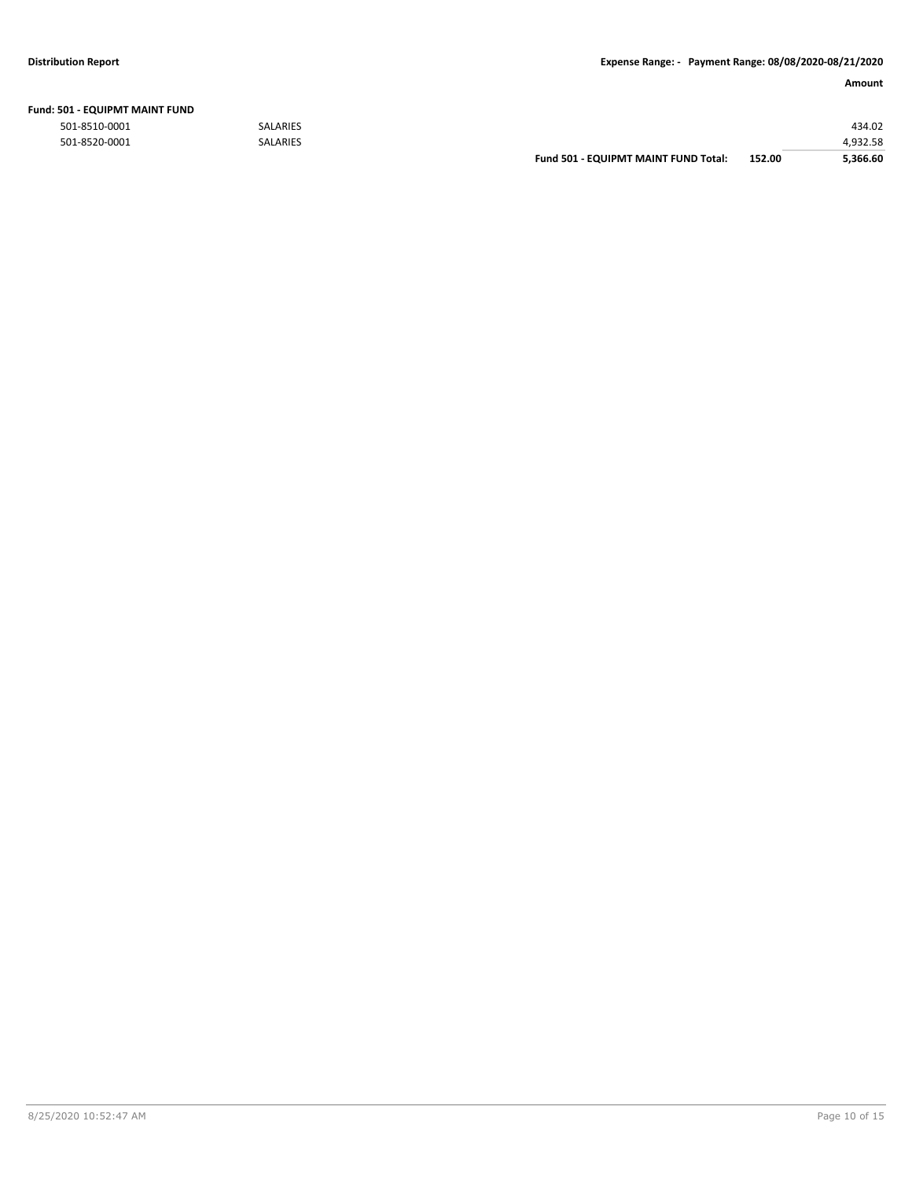**Fund: 501 - EQUIPMT MAINT FUND**

| Account | Description | | | Amount |
|---|---|---|---|---|
| 501-8510-0001 | SALARIES | | | 434.02 |
| 501-8520-0001 | SALARIES | | | 4,932.58 |
| | | **Fund 501 - EQUIPMT MAINT FUND Total:** | **152.00** | **5,366.60** |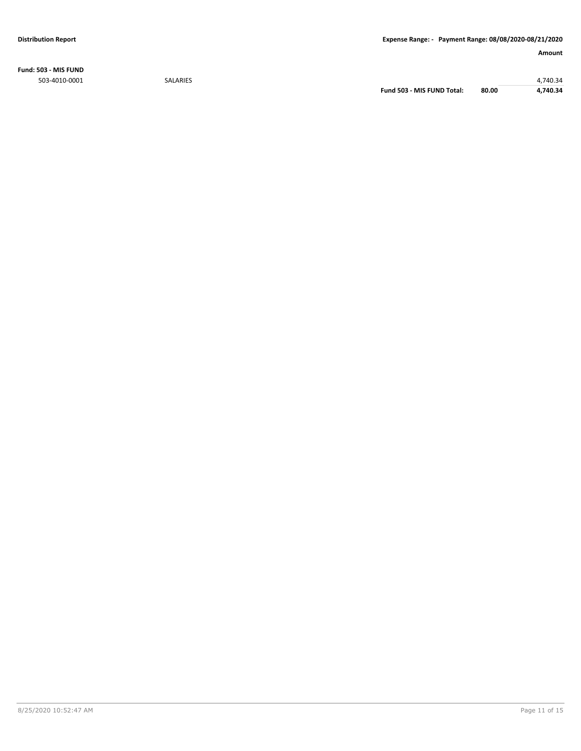**Fund: 503 - MIS FUND**

| | | | | Amount |
|---|---|---|---|---|
| 503-4010-0001 | SALARIES | | | 4,740.34 |
| | | **Fund 503 - MIS FUND Total:** | **80.00** | **4,740.34** |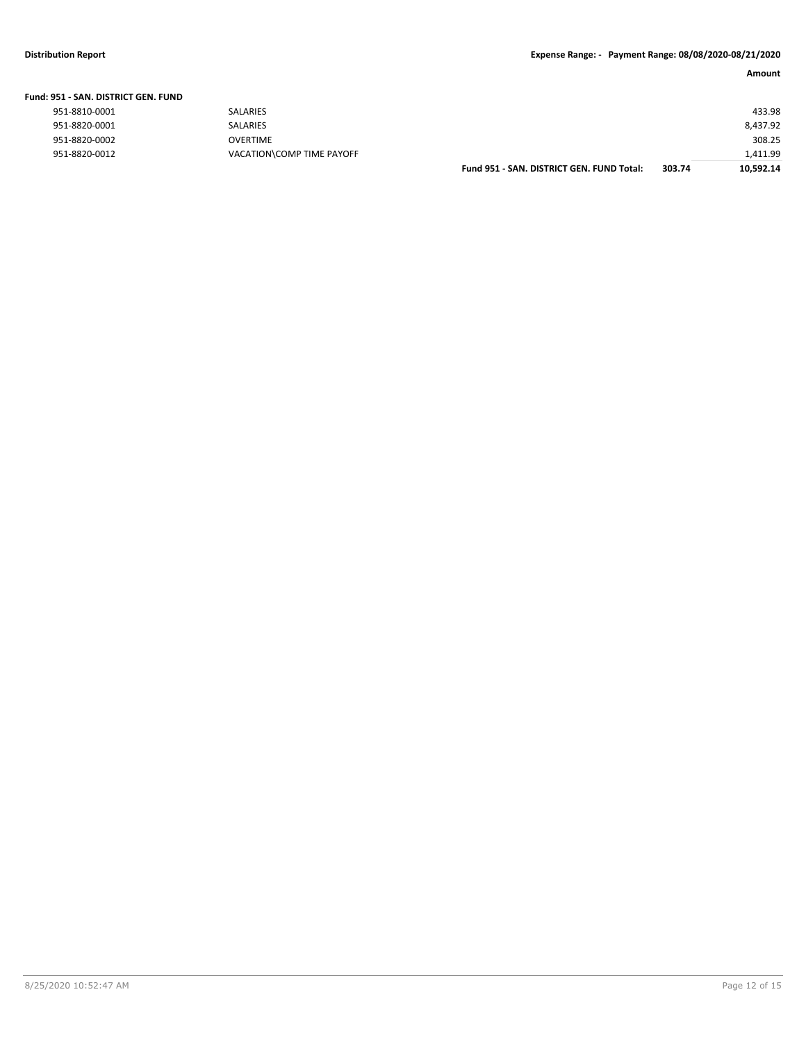**Distribution Report** **Expense Range: - Payment Range: 08/08/2020-08/21/2020**

| | | | | Amount |
|---|---|---|---|---|
| **Fund: 951 - SAN. DISTRICT GEN. FUND** | | | | |
| 951-8810-0001 | SALARIES | | | 433.98 |
| 951-8820-0001 | SALARIES | | | 8,437.92 |
| 951-8820-0002 | OVERTIME | | | 308.25 |
| 951-8820-0012 | VACATION\COMP TIME PAYOFF | | | 1,411.99 |
| | | **Fund 951 - SAN. DISTRICT GEN. FUND Total:** | **303.74** | **10,592.14** |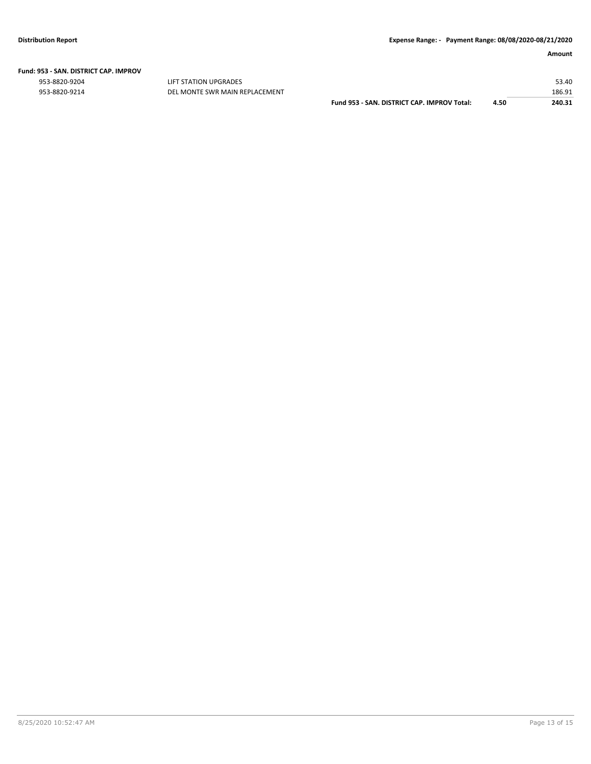| | | | | Amount |
|---|---|---|---|---|
| **Fund: 953 - SAN. DISTRICT CAP. IMPROV** | | | | |
| 953-8820-9204 | LIFT STATION UPGRADES | | | 53.40 |
| 953-8820-9214 | DEL MONTE SWR MAIN REPLACEMENT | | | 186.91 |
| | | **Fund 953 - SAN. DISTRICT CAP. IMPROV Total:** | **4.50** | **240.31** |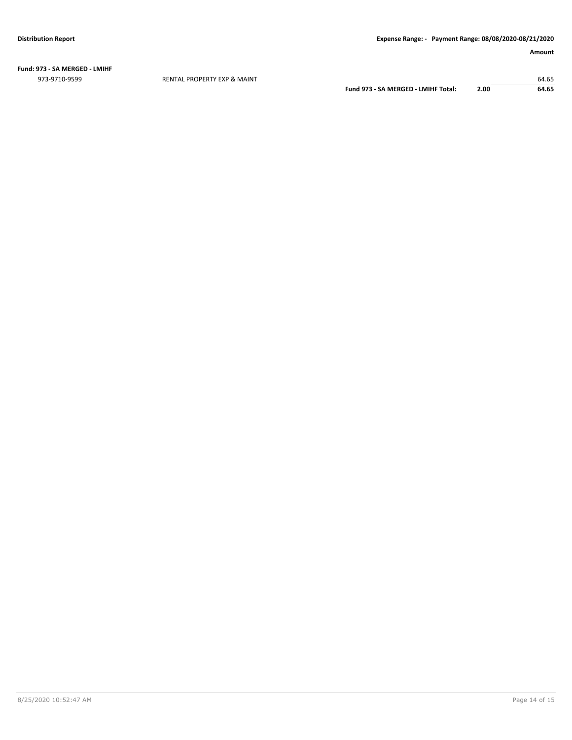**Fund: 973 - SA MERGED - LMIHF**

| | | | | Amount |
|---|---|---|---|---|
| 973-9710-9599 | RENTAL PROPERTY EXP & MAINT | | | 64.65 |
| | | **Fund 973 - SA MERGED - LMIHF Total:** | **2.00** | **64.65** |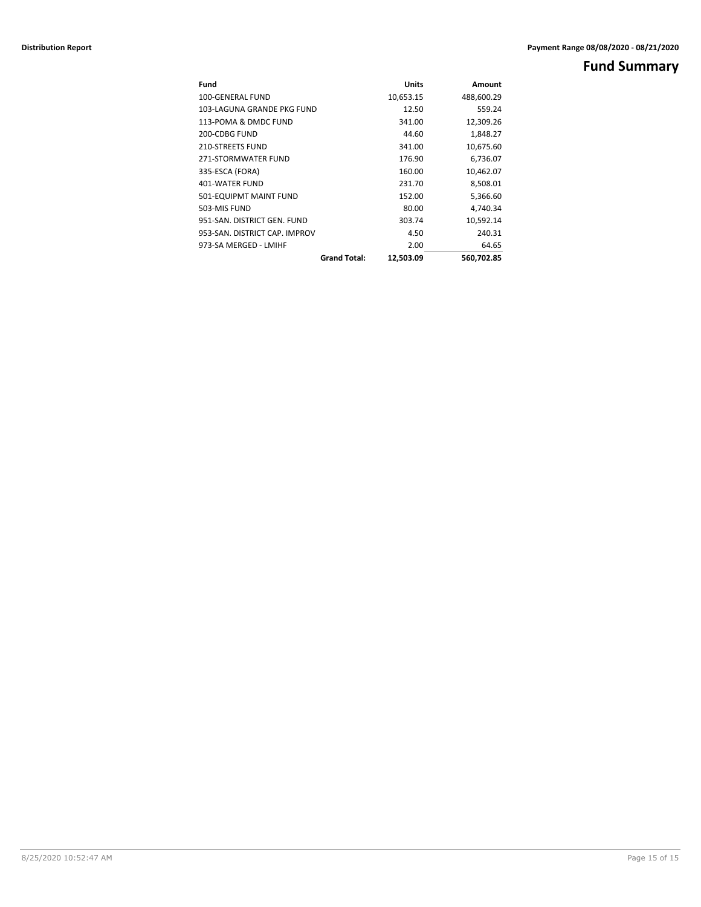# Fund Summary

| Fund | Units | Amount |
|---|---|---|
| 100-GENERAL FUND | 10,653.15 | 488,600.29 |
| 103-LAGUNA GRANDE PKG FUND | 12.50 | 559.24 |
| 113-POMA & DMDC FUND | 341.00 | 12,309.26 |
| 200-CDBG FUND | 44.60 | 1,848.27 |
| 210-STREETS FUND | 341.00 | 10,675.60 |
| 271-STORMWATER FUND | 176.90 | 6,736.07 |
| 335-ESCA (FORA) | 160.00 | 10,462.07 |
| 401-WATER FUND | 231.70 | 8,508.01 |
| 501-EQUIPMT MAINT FUND | 152.00 | 5,366.60 |
| 503-MIS FUND | 80.00 | 4,740.34 |
| 951-SAN. DISTRICT GEN. FUND | 303.74 | 10,592.14 |
| 953-SAN. DISTRICT CAP. IMPROV | 4.50 | 240.31 |
| 973-SA MERGED - LMIHF | 2.00 | 64.65 |
| **Grand Total:** | **12,503.09** | **560,702.85** |